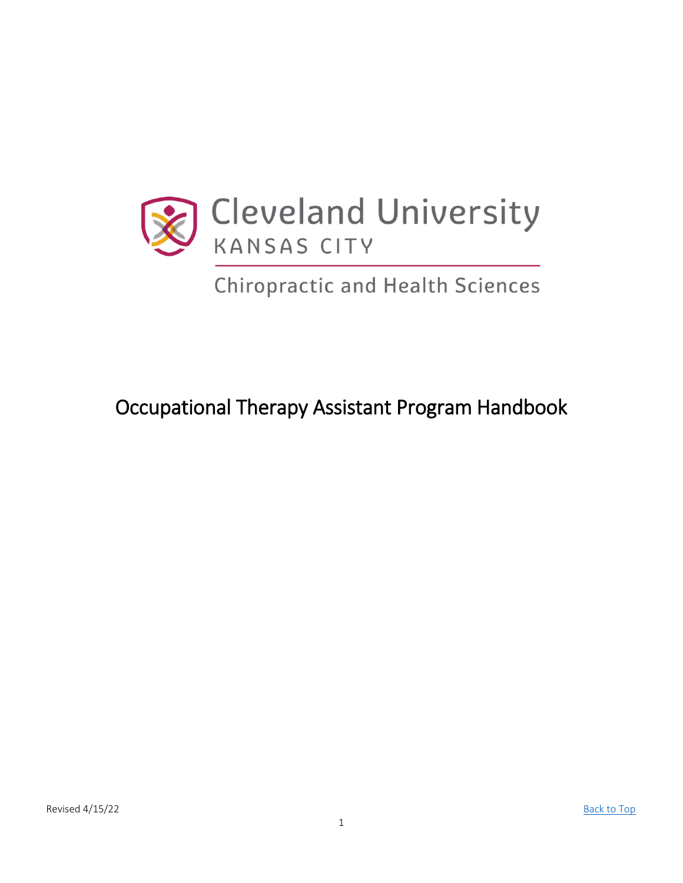Cleveland University
KANSAS CITY

Chiropractic and Health Sciences

# Occupational Therapy Assistant Program Handbook

Revised 4/15/22

Back to Top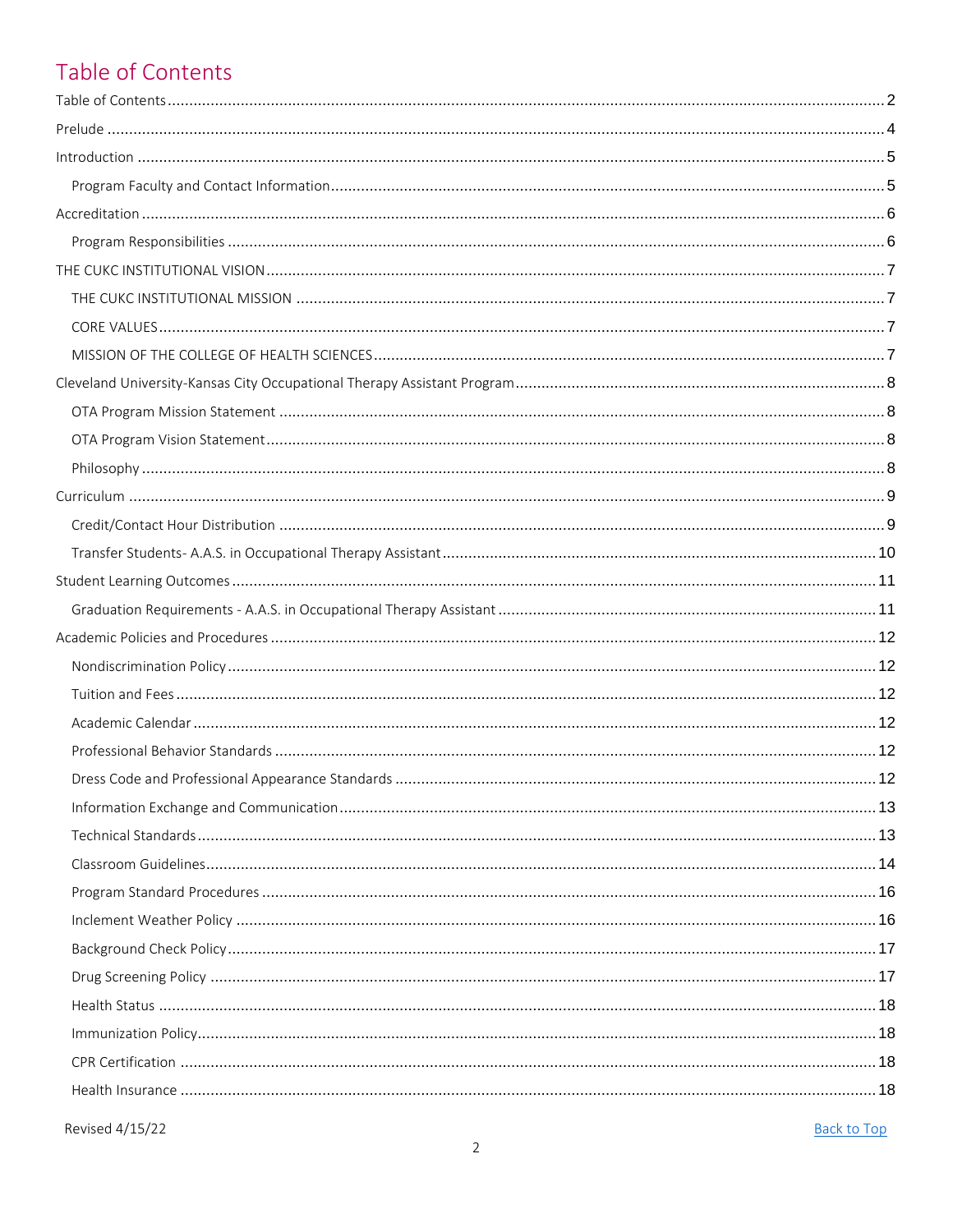# Table of Contents

- Table of Contents ..... 2
- Prelude ..... 4
- Introduction ..... 5
  - Program Faculty and Contact Information ..... 5
- Accreditation ..... 6
  - Program Responsibilities ..... 6
- THE CUKC INSTITUTIONAL VISION ..... 7
  - THE CUKC INSTITUTIONAL MISSION ..... 7
  - CORE VALUES ..... 7
  - MISSION OF THE COLLEGE OF HEALTH SCIENCES ..... 7
- Cleveland University-Kansas City Occupational Therapy Assistant Program ..... 8
  - OTA Program Mission Statement ..... 8
  - OTA Program Vision Statement ..... 8
  - Philosophy ..... 8
- Curriculum ..... 9
  - Credit/Contact Hour Distribution ..... 9
  - Transfer Students- A.A.S. in Occupational Therapy Assistant ..... 10
- Student Learning Outcomes ..... 11
  - Graduation Requirements - A.A.S. in Occupational Therapy Assistant ..... 11
- Academic Policies and Procedures ..... 12
  - Nondiscrimination Policy ..... 12
  - Tuition and Fees ..... 12
  - Academic Calendar ..... 12
  - Professional Behavior Standards ..... 12
  - Dress Code and Professional Appearance Standards ..... 12
  - Information Exchange and Communication ..... 13
  - Technical Standards ..... 13
  - Classroom Guidelines ..... 14
  - Program Standard Procedures ..... 16
  - Inclement Weather Policy ..... 16
  - Background Check Policy ..... 17
  - Drug Screening Policy ..... 17
  - Health Status ..... 18
  - Immunization Policy ..... 18
  - CPR Certification ..... 18
  - Health Insurance ..... 18

Revised 4/15/22

Back to Top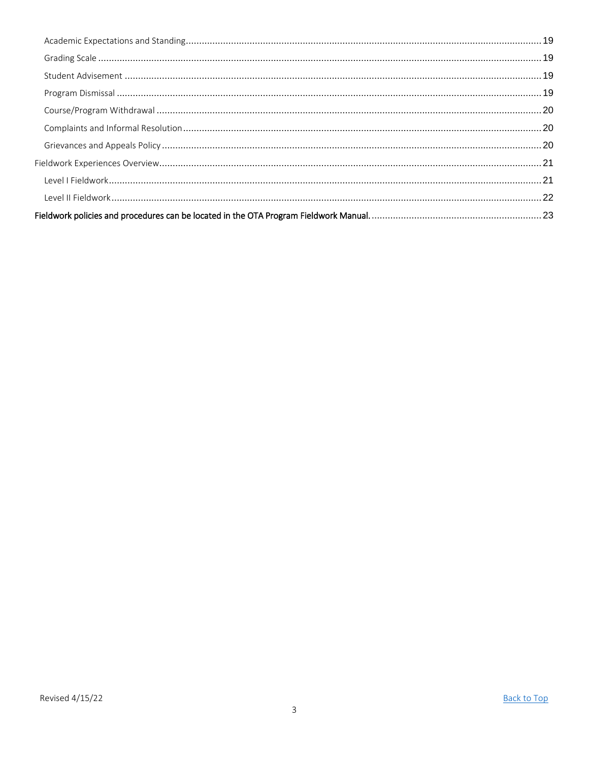Academic Expectations and Standing ..... 19
Grading Scale ..... 19
Student Advisement ..... 19
Program Dismissal ..... 19
Course/Program Withdrawal ..... 20
Complaints and Informal Resolution ..... 20
Grievances and Appeals Policy ..... 20
Fieldwork Experiences Overview ..... 21
Level I Fieldwork ..... 21
Level II Fieldwork ..... 22
Fieldwork policies and procedures can be located in the OTA Program Fieldwork Manual. ..... 23

Revised 4/15/22

Back to Top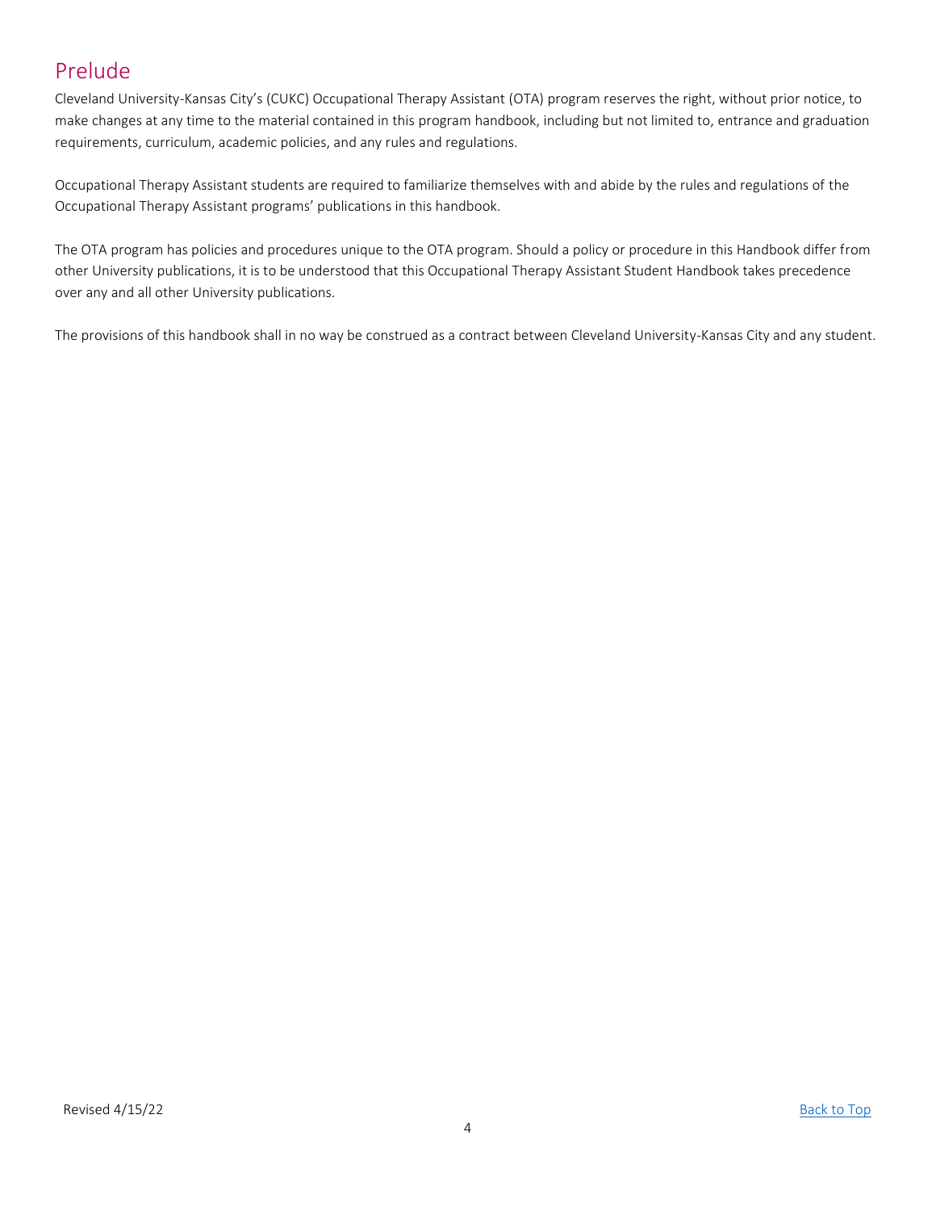# Prelude

Cleveland University-Kansas City's (CUKC) Occupational Therapy Assistant (OTA) program reserves the right, without prior notice, to make changes at any time to the material contained in this program handbook, including but not limited to, entrance and graduation requirements, curriculum, academic policies, and any rules and regulations.

Occupational Therapy Assistant students are required to familiarize themselves with and abide by the rules and regulations of the Occupational Therapy Assistant programs' publications in this handbook.

The OTA program has policies and procedures unique to the OTA program. Should a policy or procedure in this Handbook differ from other University publications, it is to be understood that this Occupational Therapy Assistant Student Handbook takes precedence over any and all other University publications.

The provisions of this handbook shall in no way be construed as a contract between Cleveland University-Kansas City and any student.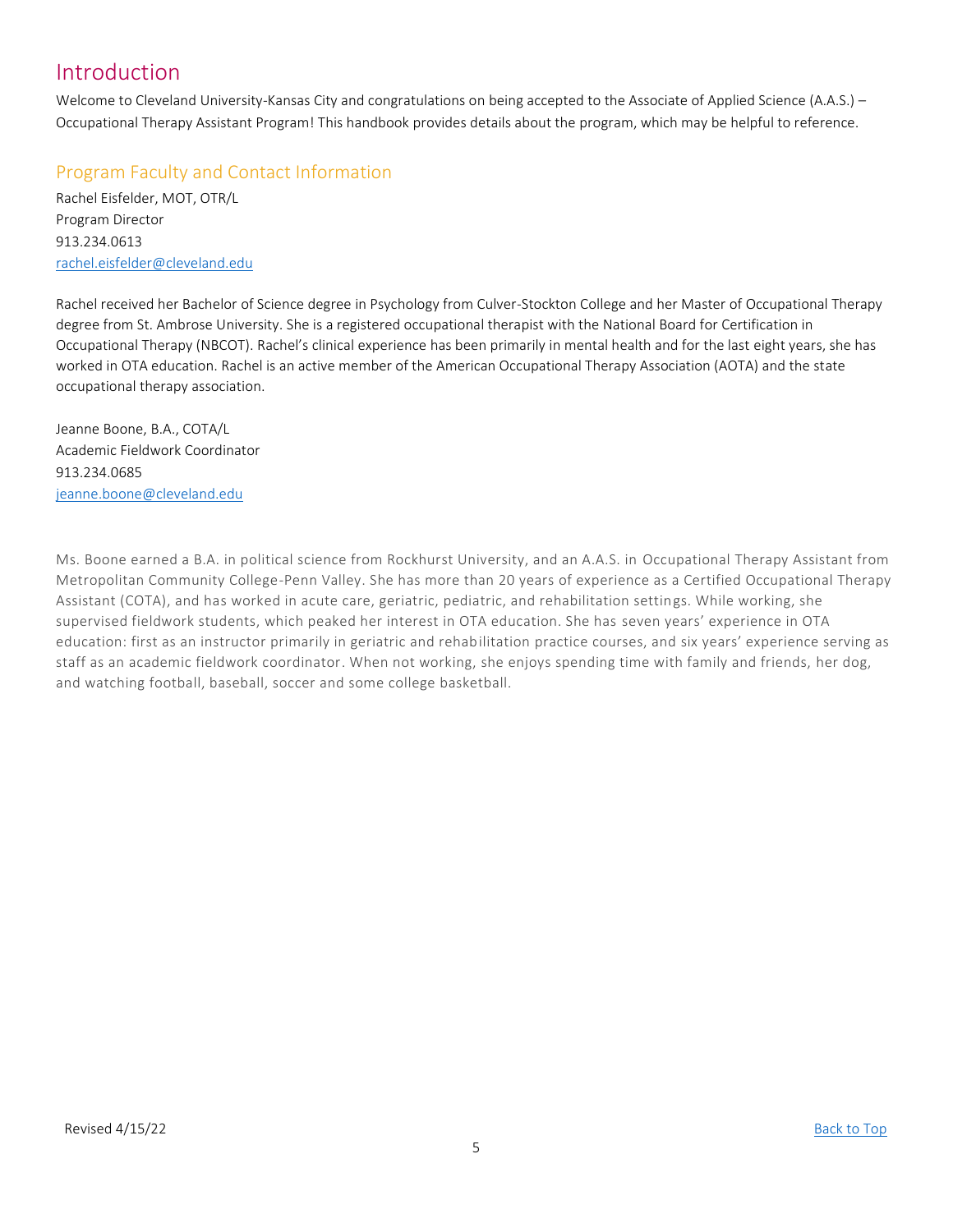# Introduction

Welcome to Cleveland University-Kansas City and congratulations on being accepted to the Associate of Applied Science (A.A.S.) – Occupational Therapy Assistant Program! This handbook provides details about the program, which may be helpful to reference.

## Program Faculty and Contact Information

Rachel Eisfelder, MOT, OTR/L
Program Director
913.234.0613
rachel.eisfelder@cleveland.edu

Rachel received her Bachelor of Science degree in Psychology from Culver-Stockton College and her Master of Occupational Therapy degree from St. Ambrose University. She is a registered occupational therapist with the National Board for Certification in Occupational Therapy (NBCOT). Rachel's clinical experience has been primarily in mental health and for the last eight years, she has worked in OTA education. Rachel is an active member of the American Occupational Therapy Association (AOTA) and the state occupational therapy association.

Jeanne Boone, B.A., COTA/L
Academic Fieldwork Coordinator
913.234.0685
jeanne.boone@cleveland.edu

Ms. Boone earned a B.A. in political science from Rockhurst University, and an A.A.S. in Occupational Therapy Assistant from Metropolitan Community College-Penn Valley. She has more than 20 years of experience as a Certified Occupational Therapy Assistant (COTA), and has worked in acute care, geriatric, pediatric, and rehabilitation settings. While working, she supervised fieldwork students, which peaked her interest in OTA education. She has seven years' experience in OTA education: first as an instructor primarily in geriatric and rehabilitation practice courses, and six years' experience serving as staff as an academic fieldwork coordinator. When not working, she enjoys spending time with family and friends, her dog, and watching football, baseball, soccer and some college basketball.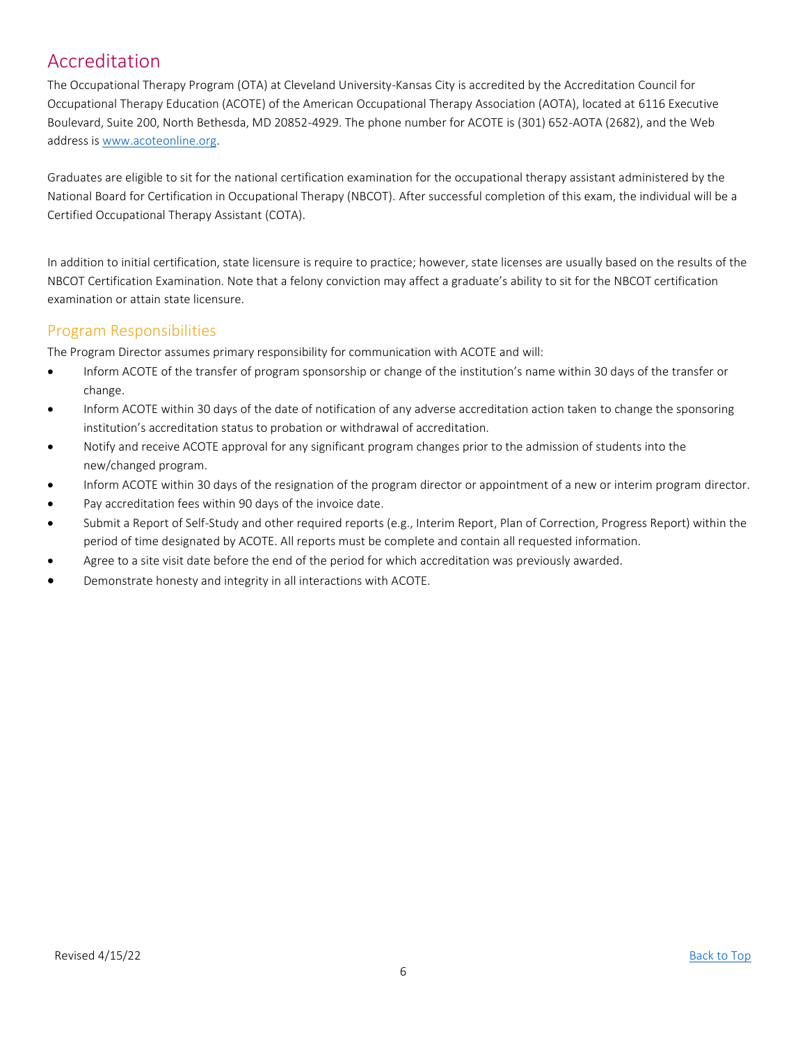# Accreditation

The Occupational Therapy Program (OTA) at Cleveland University-Kansas City is accredited by the Accreditation Council for Occupational Therapy Education (ACOTE) of the American Occupational Therapy Association (AOTA), located at 6116 Executive Boulevard, Suite 200, North Bethesda, MD 20852-4929. The phone number for ACOTE is (301) 652-AOTA (2682), and the Web address is www.acoteonline.org.

Graduates are eligible to sit for the national certification examination for the occupational therapy assistant administered by the National Board for Certification in Occupational Therapy (NBCOT). After successful completion of this exam, the individual will be a Certified Occupational Therapy Assistant (COTA).

In addition to initial certification, state licensure is require to practice; however, state licenses are usually based on the results of the NBCOT Certification Examination. Note that a felony conviction may affect a graduate's ability to sit for the NBCOT certification examination or attain state licensure.

## Program Responsibilities

The Program Director assumes primary responsibility for communication with ACOTE and will:

- Inform ACOTE of the transfer of program sponsorship or change of the institution's name within 30 days of the transfer or change.
- Inform ACOTE within 30 days of the date of notification of any adverse accreditation action taken to change the sponsoring institution's accreditation status to probation or withdrawal of accreditation.
- Notify and receive ACOTE approval for any significant program changes prior to the admission of students into the new/changed program.
- Inform ACOTE within 30 days of the resignation of the program director or appointment of a new or interim program director.
- Pay accreditation fees within 90 days of the invoice date.
- Submit a Report of Self-Study and other required reports (e.g., Interim Report, Plan of Correction, Progress Report) within the period of time designated by ACOTE. All reports must be complete and contain all requested information.
- Agree to a site visit date before the end of the period for which accreditation was previously awarded.
- Demonstrate honesty and integrity in all interactions with ACOTE.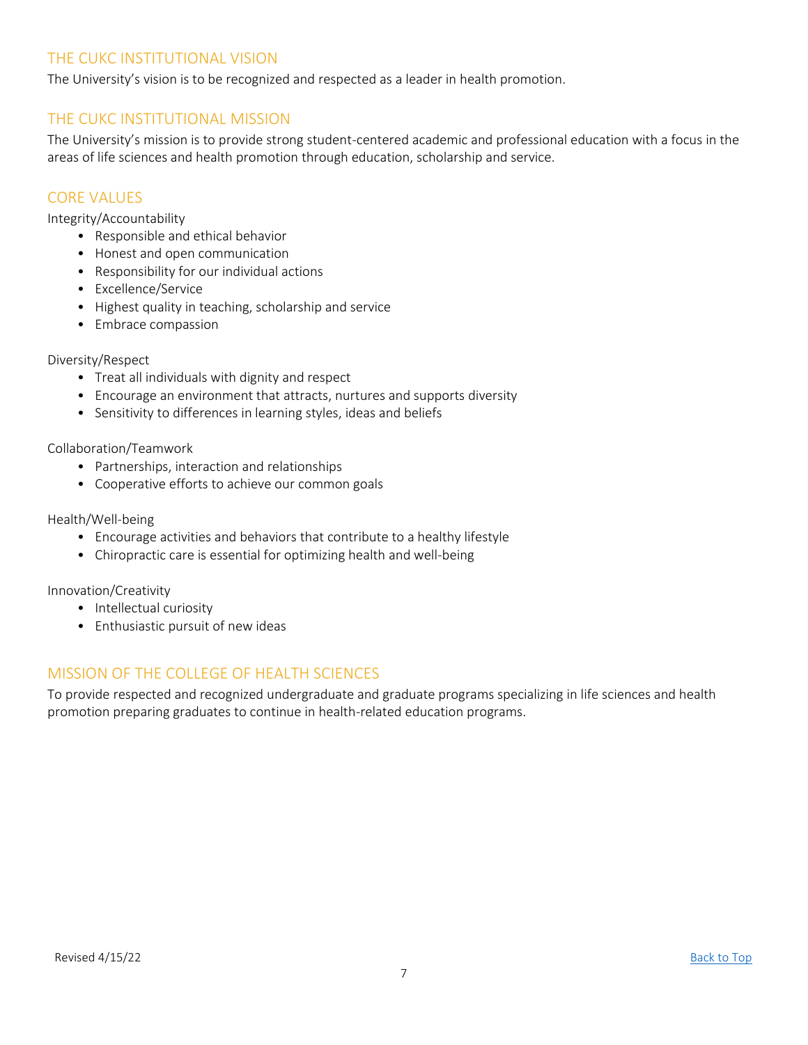## THE CUKC INSTITUTIONAL VISION

The University's vision is to be recognized and respected as a leader in health promotion.

## THE CUKC INSTITUTIONAL MISSION

The University's mission is to provide strong student-centered academic and professional education with a focus in the areas of life sciences and health promotion through education, scholarship and service.

## CORE VALUES

Integrity/Accountability

- Responsible and ethical behavior
- Honest and open communication
- Responsibility for our individual actions
- Excellence/Service
- Highest quality in teaching, scholarship and service
- Embrace compassion

Diversity/Respect

- Treat all individuals with dignity and respect
- Encourage an environment that attracts, nurtures and supports diversity
- Sensitivity to differences in learning styles, ideas and beliefs

Collaboration/Teamwork

- Partnerships, interaction and relationships
- Cooperative efforts to achieve our common goals

Health/Well-being

- Encourage activities and behaviors that contribute to a healthy lifestyle
- Chiropractic care is essential for optimizing health and well-being

Innovation/Creativity

- Intellectual curiosity
- Enthusiastic pursuit of new ideas

## MISSION OF THE COLLEGE OF HEALTH SCIENCES

To provide respected and recognized undergraduate and graduate programs specializing in life sciences and health promotion preparing graduates to continue in health-related education programs.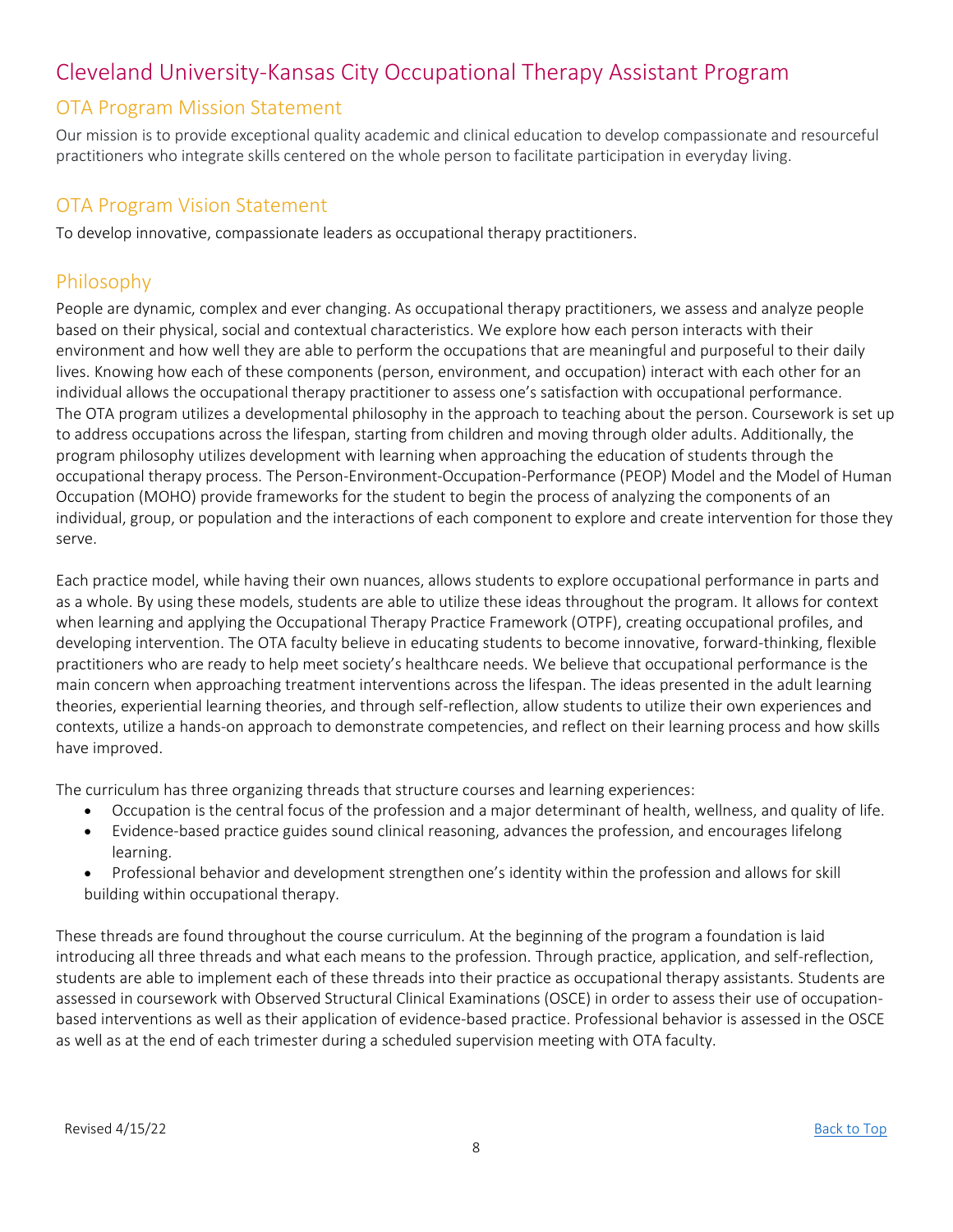# Cleveland University-Kansas City Occupational Therapy Assistant Program

## OTA Program Mission Statement

Our mission is to provide exceptional quality academic and clinical education to develop compassionate and resourceful practitioners who integrate skills centered on the whole person to facilitate participation in everyday living.

## OTA Program Vision Statement

To develop innovative, compassionate leaders as occupational therapy practitioners.

## Philosophy

People are dynamic, complex and ever changing. As occupational therapy practitioners, we assess and analyze people based on their physical, social and contextual characteristics. We explore how each person interacts with their environment and how well they are able to perform the occupations that are meaningful and purposeful to their daily lives. Knowing how each of these components (person, environment, and occupation) interact with each other for an individual allows the occupational therapy practitioner to assess one's satisfaction with occupational performance. The OTA program utilizes a developmental philosophy in the approach to teaching about the person. Coursework is set up to address occupations across the lifespan, starting from children and moving through older adults. Additionally, the program philosophy utilizes development with learning when approaching the education of students through the occupational therapy process. The Person-Environment-Occupation-Performance (PEOP) Model and the Model of Human Occupation (MOHO) provide frameworks for the student to begin the process of analyzing the components of an individual, group, or population and the interactions of each component to explore and create intervention for those they serve.

Each practice model, while having their own nuances, allows students to explore occupational performance in parts and as a whole. By using these models, students are able to utilize these ideas throughout the program. It allows for context when learning and applying the Occupational Therapy Practice Framework (OTPF), creating occupational profiles, and developing intervention. The OTA faculty believe in educating students to become innovative, forward-thinking, flexible practitioners who are ready to help meet society's healthcare needs. We believe that occupational performance is the main concern when approaching treatment interventions across the lifespan. The ideas presented in the adult learning theories, experiential learning theories, and through self-reflection, allow students to utilize their own experiences and contexts, utilize a hands-on approach to demonstrate competencies, and reflect on their learning process and how skills have improved.

The curriculum has three organizing threads that structure courses and learning experiences:

- Occupation is the central focus of the profession and a major determinant of health, wellness, and quality of life.
- Evidence-based practice guides sound clinical reasoning, advances the profession, and encourages lifelong learning.
- Professional behavior and development strengthen one's identity within the profession and allows for skill building within occupational therapy.

These threads are found throughout the course curriculum. At the beginning of the program a foundation is laid introducing all three threads and what each means to the profession. Through practice, application, and self-reflection, students are able to implement each of these threads into their practice as occupational therapy assistants. Students are assessed in coursework with Observed Structural Clinical Examinations (OSCE) in order to assess their use of occupation-based interventions as well as their application of evidence-based practice. Professional behavior is assessed in the OSCE as well as at the end of each trimester during a scheduled supervision meeting with OTA faculty.

Revised 4/15/22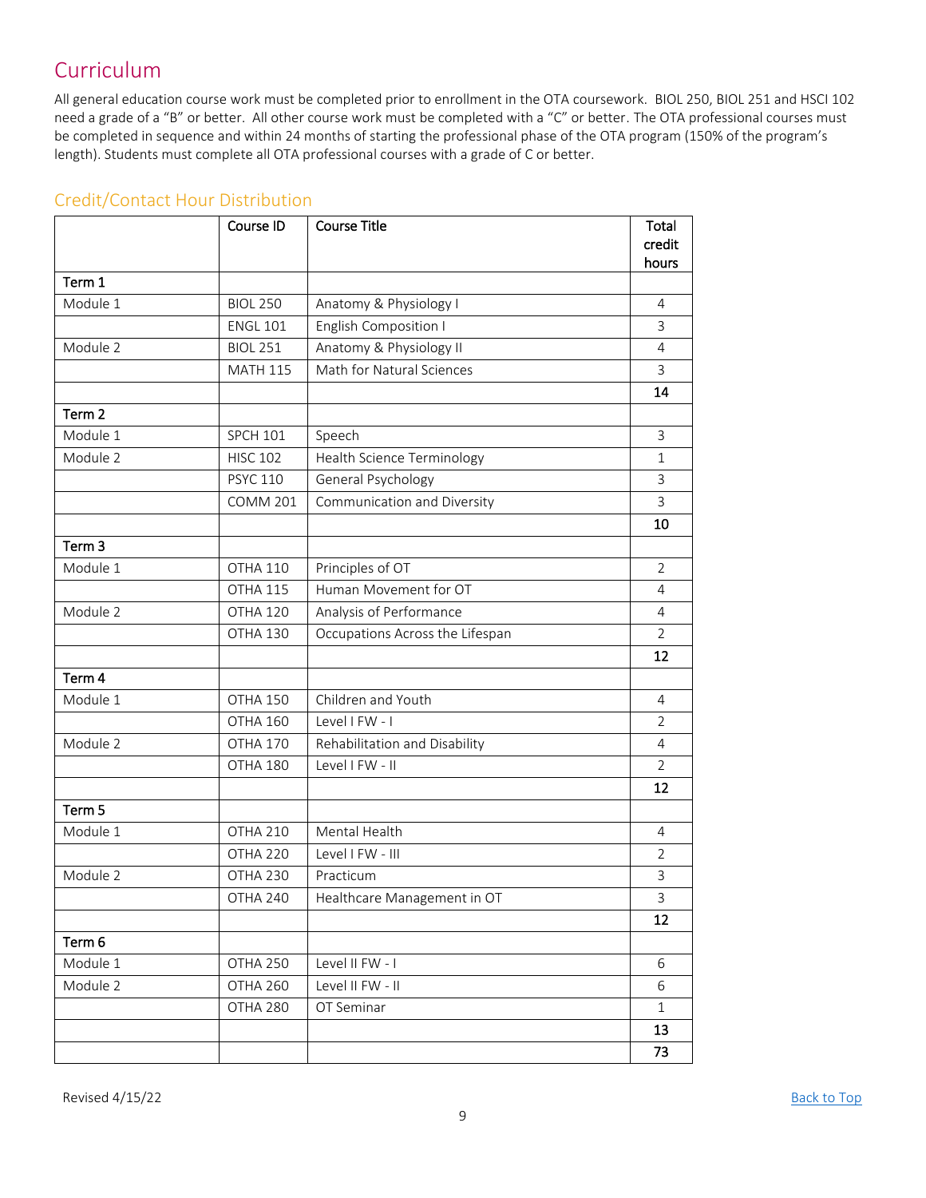# Curriculum

All general education course work must be completed prior to enrollment in the OTA coursework. BIOL 250, BIOL 251 and HSCI 102 need a grade of a "B" or better. All other course work must be completed with a "C" or better. The OTA professional courses must be completed in sequence and within 24 months of starting the professional phase of the OTA program (150% of the program's length). Students must complete all OTA professional courses with a grade of C or better.

## Credit/Contact Hour Distribution

| | Course ID | Course Title | Total credit hours |
|---|---|---|---|
| Term 1 | | | |
| Module 1 | BIOL 250 | Anatomy & Physiology I | 4 |
| | ENGL 101 | English Composition I | 3 |
| Module 2 | BIOL 251 | Anatomy & Physiology II | 4 |
| | MATH 115 | Math for Natural Sciences | 3 |
| | | | **14** |
| Term 2 | | | |
| Module 1 | SPCH 101 | Speech | 3 |
| Module 2 | HISC 102 | Health Science Terminology | 1 |
| | PSYC 110 | General Psychology | 3 |
| | COMM 201 | Communication and Diversity | 3 |
| | | | **10** |
| Term 3 | | | |
| Module 1 | OTHA 110 | Principles of OT | 2 |
| | OTHA 115 | Human Movement for OT | 4 |
| Module 2 | OTHA 120 | Analysis of Performance | 4 |
| | OTHA 130 | Occupations Across the Lifespan | 2 |
| | | | **12** |
| Term 4 | | | |
| Module 1 | OTHA 150 | Children and Youth | 4 |
| | OTHA 160 | Level I FW - I | 2 |
| Module 2 | OTHA 170 | Rehabilitation and Disability | 4 |
| | OTHA 180 | Level I FW - II | 2 |
| | | | **12** |
| Term 5 | | | |
| Module 1 | OTHA 210 | Mental Health | 4 |
| | OTHA 220 | Level I FW - III | 2 |
| Module 2 | OTHA 230 | Practicum | 3 |
| | OTHA 240 | Healthcare Management in OT | 3 |
| | | | **12** |
| Term 6 | | | |
| Module 1 | OTHA 250 | Level II FW - I | 6 |
| Module 2 | OTHA 260 | Level II FW - II | 6 |
| | OTHA 280 | OT Seminar | 1 |
| | | | **13** |
| | | | **73** |

Revised 4/15/22

Back to Top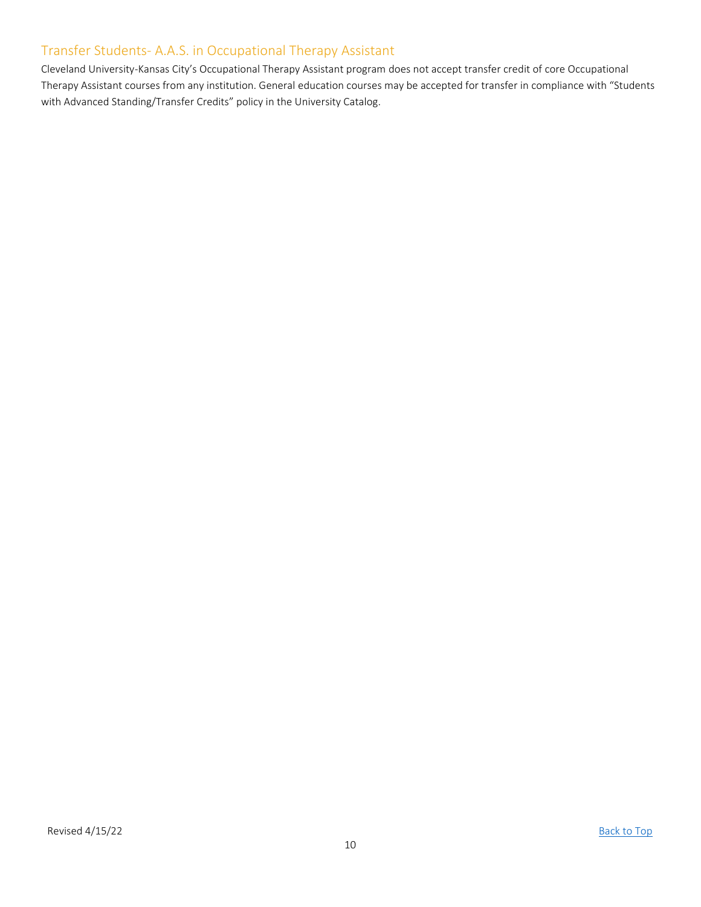## Transfer Students- A.A.S. in Occupational Therapy Assistant

Cleveland University-Kansas City's Occupational Therapy Assistant program does not accept transfer credit of core Occupational Therapy Assistant courses from any institution. General education courses may be accepted for transfer in compliance with "Students with Advanced Standing/Transfer Credits" policy in the University Catalog.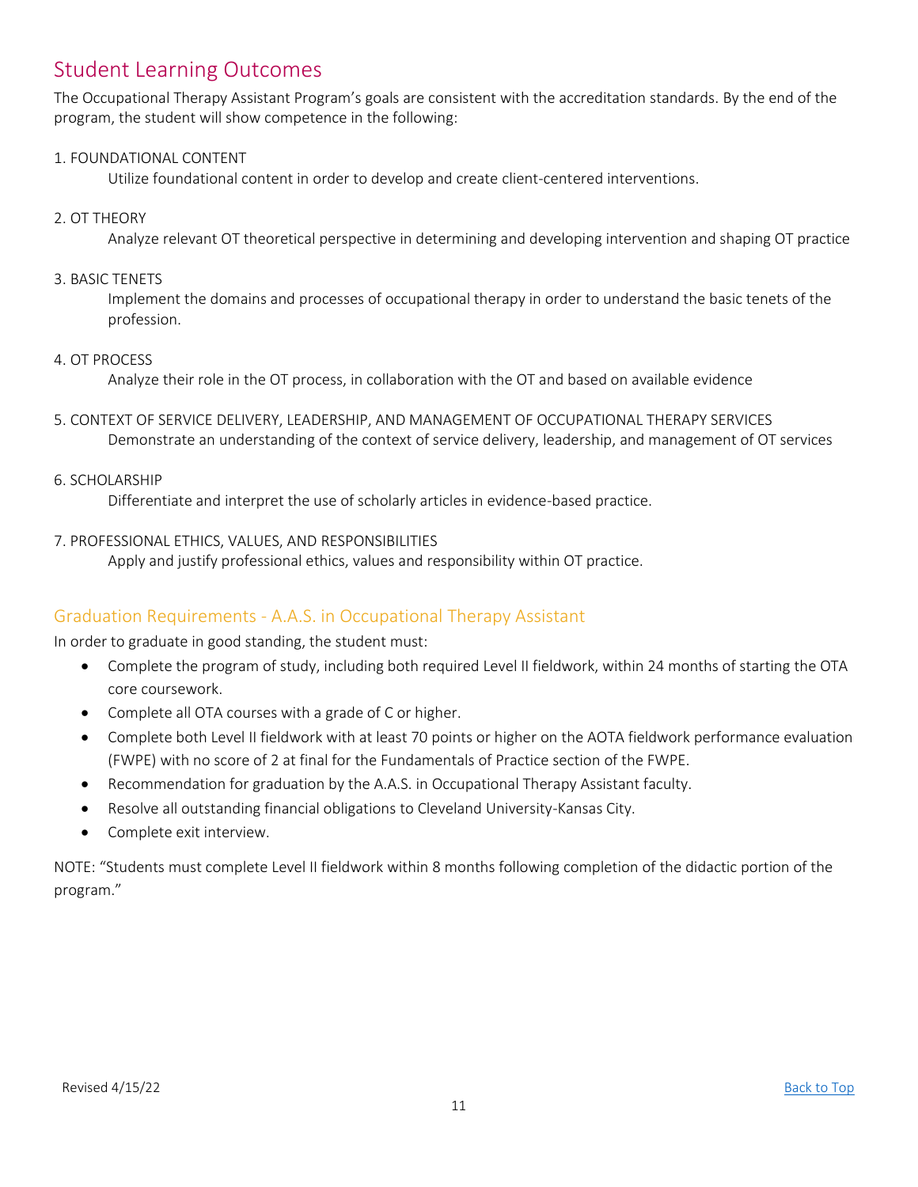## Student Learning Outcomes

The Occupational Therapy Assistant Program's goals are consistent with the accreditation standards. By the end of the program, the student will show competence in the following:

1. FOUNDATIONAL CONTENT
   Utilize foundational content in order to develop and create client-centered interventions.

2. OT THEORY
   Analyze relevant OT theoretical perspective in determining and developing intervention and shaping OT practice

3. BASIC TENETS
   Implement the domains and processes of occupational therapy in order to understand the basic tenets of the profession.

4. OT PROCESS
   Analyze their role in the OT process, in collaboration with the OT and based on available evidence

5. CONTEXT OF SERVICE DELIVERY, LEADERSHIP, AND MANAGEMENT OF OCCUPATIONAL THERAPY SERVICES
   Demonstrate an understanding of the context of service delivery, leadership, and management of OT services

6. SCHOLARSHIP
   Differentiate and interpret the use of scholarly articles in evidence-based practice.

7. PROFESSIONAL ETHICS, VALUES, AND RESPONSIBILITIES
   Apply and justify professional ethics, values and responsibility within OT practice.

### Graduation Requirements - A.A.S. in Occupational Therapy Assistant

In order to graduate in good standing, the student must:

- Complete the program of study, including both required Level II fieldwork, within 24 months of starting the OTA core coursework.
- Complete all OTA courses with a grade of C or higher.
- Complete both Level II fieldwork with at least 70 points or higher on the AOTA fieldwork performance evaluation (FWPE) with no score of 2 at final for the Fundamentals of Practice section of the FWPE.
- Recommendation for graduation by the A.A.S. in Occupational Therapy Assistant faculty.
- Resolve all outstanding financial obligations to Cleveland University-Kansas City.
- Complete exit interview.

NOTE: "Students must complete Level II fieldwork within 8 months following completion of the didactic portion of the program."

Revised 4/15/22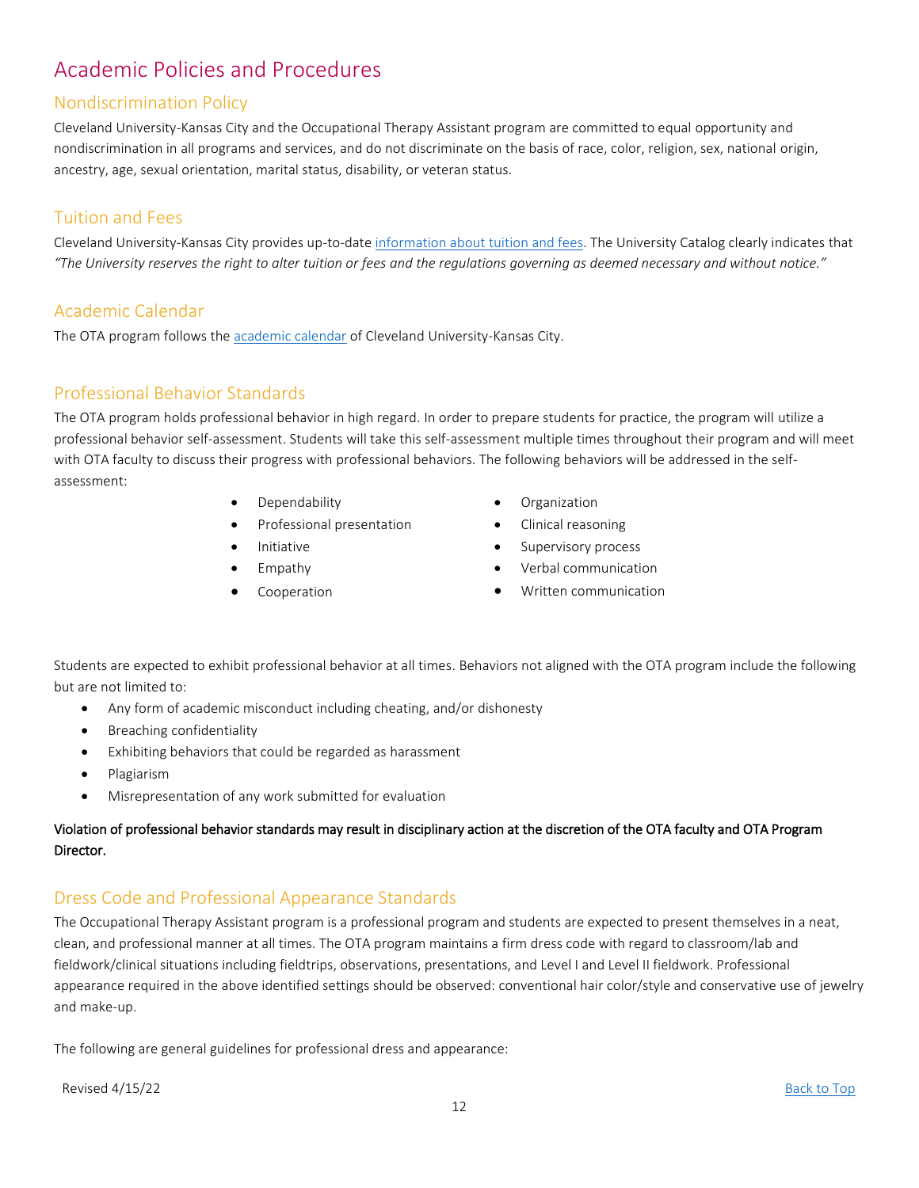# Academic Policies and Procedures

## Nondiscrimination Policy

Cleveland University-Kansas City and the Occupational Therapy Assistant program are committed to equal opportunity and nondiscrimination in all programs and services, and do not discriminate on the basis of race, color, religion, sex, national origin, ancestry, age, sexual orientation, marital status, disability, or veteran status.

## Tuition and Fees

Cleveland University-Kansas City provides up-to-date information about tuition and fees. The University Catalog clearly indicates that *"The University reserves the right to alter tuition or fees and the regulations governing as deemed necessary and without notice."*

## Academic Calendar

The OTA program follows the academic calendar of Cleveland University-Kansas City.

## Professional Behavior Standards

The OTA program holds professional behavior in high regard. In order to prepare students for practice, the program will utilize a professional behavior self-assessment. Students will take this self-assessment multiple times throughout their program and will meet with OTA faculty to discuss their progress with professional behaviors. The following behaviors will be addressed in the self-assessment:

- Dependability
- Professional presentation
- Initiative
- Empathy
- Cooperation
- Organization
- Clinical reasoning
- Supervisory process
- Verbal communication
- Written communication

Students are expected to exhibit professional behavior at all times. Behaviors not aligned with the OTA program include the following but are not limited to:

- Any form of academic misconduct including cheating, and/or dishonesty
- Breaching confidentiality
- Exhibiting behaviors that could be regarded as harassment
- Plagiarism
- Misrepresentation of any work submitted for evaluation

**Violation of professional behavior standards may result in disciplinary action at the discretion of the OTA faculty and OTA Program Director.**

## Dress Code and Professional Appearance Standards

The Occupational Therapy Assistant program is a professional program and students are expected to present themselves in a neat, clean, and professional manner at all times. The OTA program maintains a firm dress code with regard to classroom/lab and fieldwork/clinical situations including fieldtrips, observations, presentations, and Level I and Level II fieldwork. Professional appearance required in the above identified settings should be observed: conventional hair color/style and conservative use of jewelry and make-up.

The following are general guidelines for professional dress and appearance:

Revised 4/15/22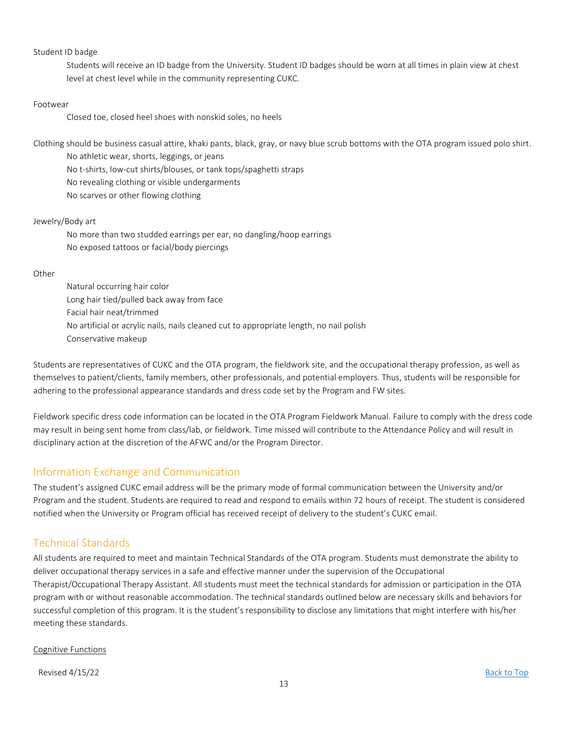Student ID badge

Students will receive an ID badge from the University. Student ID badges should be worn at all times in plain view at chest level at chest level while in the community representing CUKC.

Footwear

Closed toe, closed heel shoes with nonskid soles, no heels

Clothing should be business casual attire, khaki pants, black, gray, or navy blue scrub bottoms with the OTA program issued polo shirt.

No athletic wear, shorts, leggings, or jeans
No t-shirts, low-cut shirts/blouses, or tank tops/spaghetti straps
No revealing clothing or visible undergarments
No scarves or other flowing clothing

Jewelry/Body art

No more than two studded earrings per ear, no dangling/hoop earrings
No exposed tattoos or facial/body piercings

Other

Natural occurring hair color
Long hair tied/pulled back away from face
Facial hair neat/trimmed
No artificial or acrylic nails, nails cleaned cut to appropriate length, no nail polish
Conservative makeup

Students are representatives of CUKC and the OTA program, the fieldwork site, and the occupational therapy profession, as well as themselves to patient/clients, family members, other professionals, and potential employers. Thus, students will be responsible for adhering to the professional appearance standards and dress code set by the Program and FW sites.

Fieldwork specific dress code information can be located in the OTA Program Fieldwork Manual. Failure to comply with the dress code may result in being sent home from class/lab, or fieldwork. Time missed will contribute to the Attendance Policy and will result in disciplinary action at the discretion of the AFWC and/or the Program Director.

## Information Exchange and Communication

The student's assigned CUKC email address will be the primary mode of formal communication between the University and/or Program and the student. Students are required to read and respond to emails within 72 hours of receipt. The student is considered notified when the University or Program official has received receipt of delivery to the student's CUKC email.

## Technical Standards

All students are required to meet and maintain Technical Standards of the OTA program. Students must demonstrate the ability to deliver occupational therapy services in a safe and effective manner under the supervision of the Occupational Therapist/Occupational Therapy Assistant. All students must meet the technical standards for admission or participation in the OTA program with or without reasonable accommodation. The technical standards outlined below are necessary skills and behaviors for successful completion of this program. It is the student's responsibility to disclose any limitations that might interfere with his/her meeting these standards.

Cognitive Functions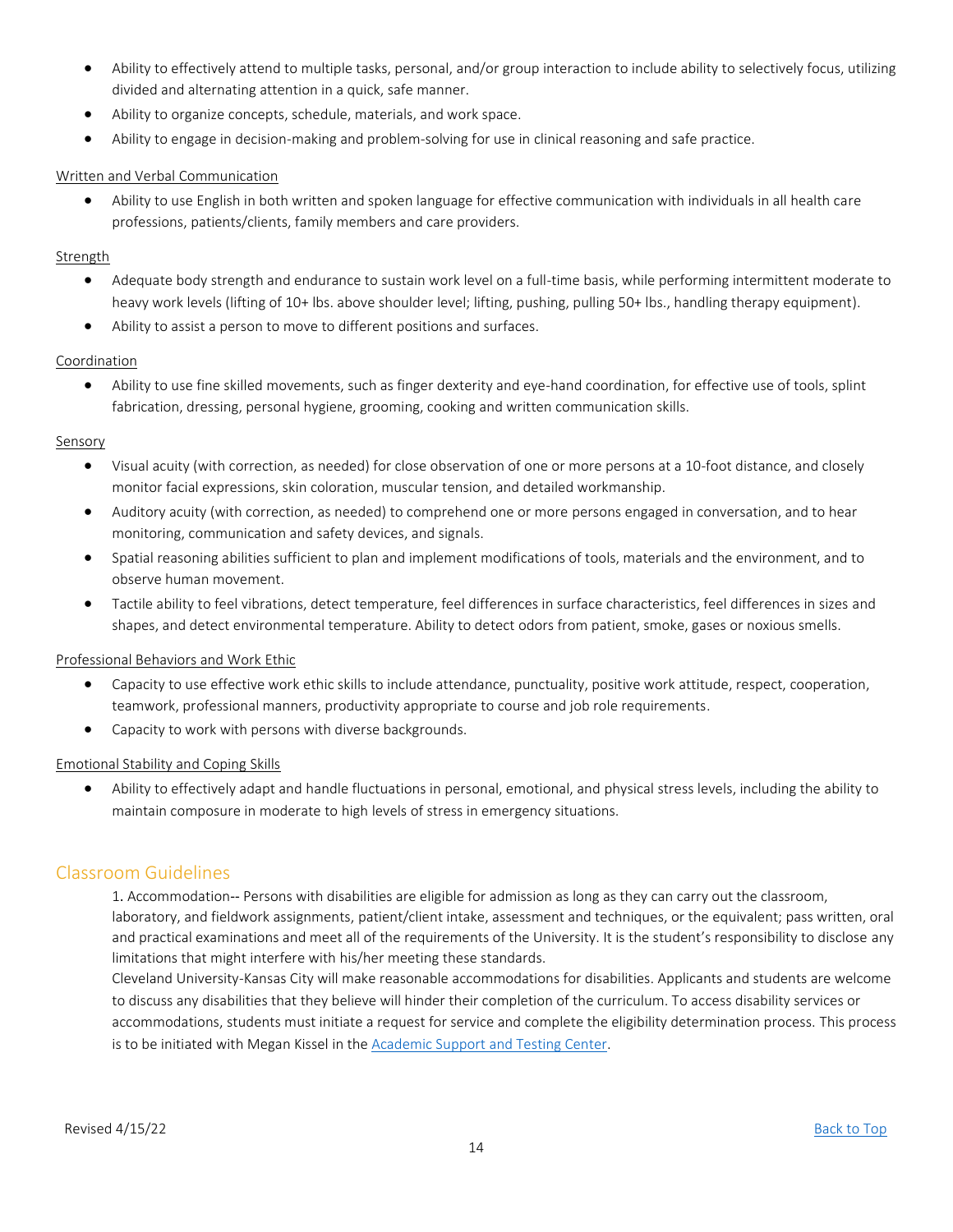- Ability to effectively attend to multiple tasks, personal, and/or group interaction to include ability to selectively focus, utilizing divided and alternating attention in a quick, safe manner.
- Ability to organize concepts, schedule, materials, and work space.
- Ability to engage in decision-making and problem-solving for use in clinical reasoning and safe practice.

Written and Verbal Communication

- Ability to use English in both written and spoken language for effective communication with individuals in all health care professions, patients/clients, family members and care providers.

Strength

- Adequate body strength and endurance to sustain work level on a full-time basis, while performing intermittent moderate to heavy work levels (lifting of 10+ lbs. above shoulder level; lifting, pushing, pulling 50+ lbs., handling therapy equipment).
- Ability to assist a person to move to different positions and surfaces.

Coordination

- Ability to use fine skilled movements, such as finger dexterity and eye-hand coordination, for effective use of tools, splint fabrication, dressing, personal hygiene, grooming, cooking and written communication skills.

Sensory

- Visual acuity (with correction, as needed) for close observation of one or more persons at a 10-foot distance, and closely monitor facial expressions, skin coloration, muscular tension, and detailed workmanship.
- Auditory acuity (with correction, as needed) to comprehend one or more persons engaged in conversation, and to hear monitoring, communication and safety devices, and signals.
- Spatial reasoning abilities sufficient to plan and implement modifications of tools, materials and the environment, and to observe human movement.
- Tactile ability to feel vibrations, detect temperature, feel differences in surface characteristics, feel differences in sizes and shapes, and detect environmental temperature. Ability to detect odors from patient, smoke, gases or noxious smells.

Professional Behaviors and Work Ethic

- Capacity to use effective work ethic skills to include attendance, punctuality, positive work attitude, respect, cooperation, teamwork, professional manners, productivity appropriate to course and job role requirements.
- Capacity to work with persons with diverse backgrounds.

Emotional Stability and Coping Skills

- Ability to effectively adapt and handle fluctuations in personal, emotional, and physical stress levels, including the ability to maintain composure in moderate to high levels of stress in emergency situations.

## Classroom Guidelines

1. Accommodation-- Persons with disabilities are eligible for admission as long as they can carry out the classroom, laboratory, and fieldwork assignments, patient/client intake, assessment and techniques, or the equivalent; pass written, oral and practical examinations and meet all of the requirements of the University. It is the student's responsibility to disclose any limitations that might interfere with his/her meeting these standards.

Cleveland University-Kansas City will make reasonable accommodations for disabilities. Applicants and students are welcome to discuss any disabilities that they believe will hinder their completion of the curriculum. To access disability services or accommodations, students must initiate a request for service and complete the eligibility determination process. This process is to be initiated with Megan Kissel in the Academic Support and Testing Center.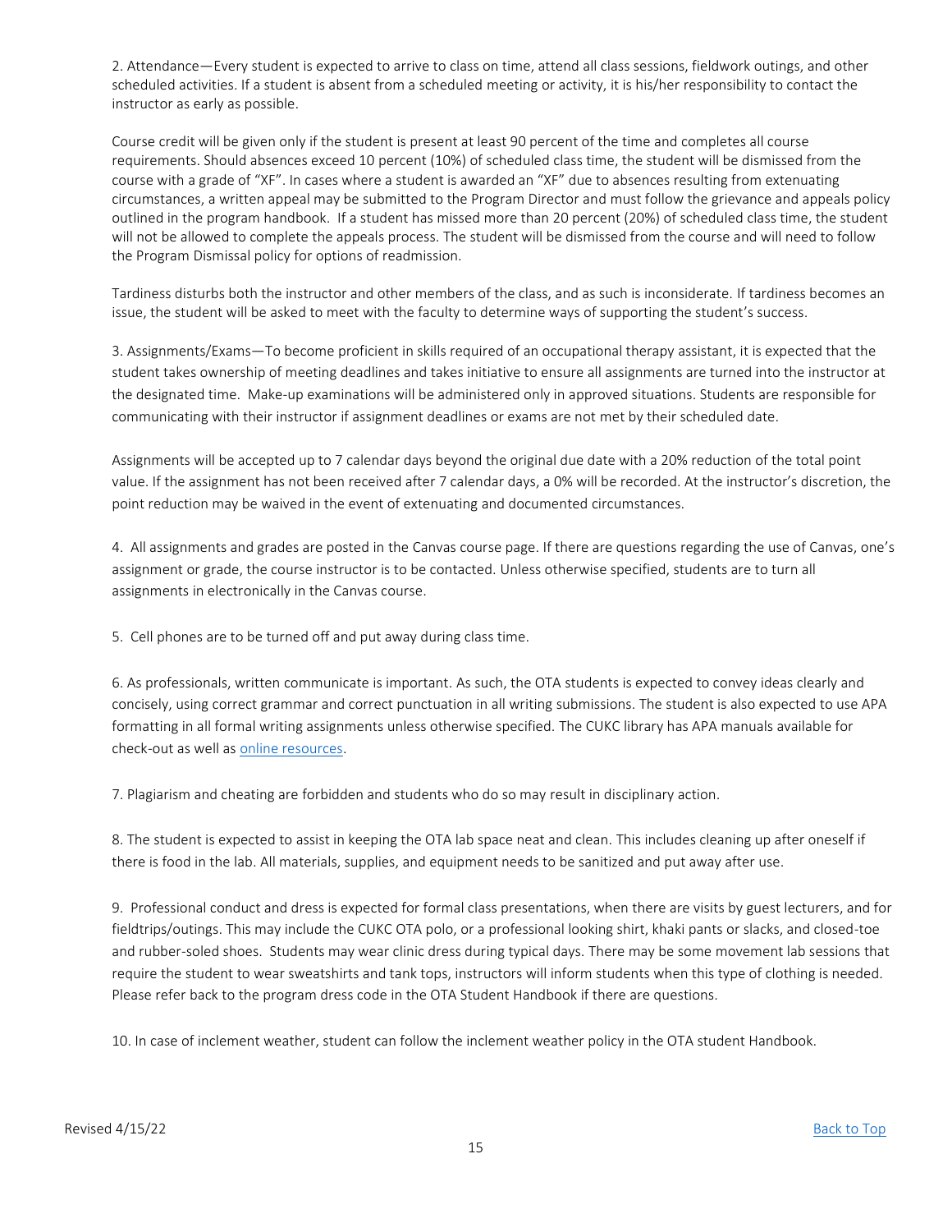2. Attendance—Every student is expected to arrive to class on time, attend all class sessions, fieldwork outings, and other scheduled activities. If a student is absent from a scheduled meeting or activity, it is his/her responsibility to contact the instructor as early as possible.

Course credit will be given only if the student is present at least 90 percent of the time and completes all course requirements. Should absences exceed 10 percent (10%) of scheduled class time, the student will be dismissed from the course with a grade of "XF". In cases where a student is awarded an "XF" due to absences resulting from extenuating circumstances, a written appeal may be submitted to the Program Director and must follow the grievance and appeals policy outlined in the program handbook. If a student has missed more than 20 percent (20%) of scheduled class time, the student will not be allowed to complete the appeals process. The student will be dismissed from the course and will need to follow the Program Dismissal policy for options of readmission.

Tardiness disturbs both the instructor and other members of the class, and as such is inconsiderate. If tardiness becomes an issue, the student will be asked to meet with the faculty to determine ways of supporting the student's success.

3. Assignments/Exams—To become proficient in skills required of an occupational therapy assistant, it is expected that the student takes ownership of meeting deadlines and takes initiative to ensure all assignments are turned into the instructor at the designated time. Make-up examinations will be administered only in approved situations. Students are responsible for communicating with their instructor if assignment deadlines or exams are not met by their scheduled date.

Assignments will be accepted up to 7 calendar days beyond the original due date with a 20% reduction of the total point value. If the assignment has not been received after 7 calendar days, a 0% will be recorded. At the instructor's discretion, the point reduction may be waived in the event of extenuating and documented circumstances.

4. All assignments and grades are posted in the Canvas course page. If there are questions regarding the use of Canvas, one's assignment or grade, the course instructor is to be contacted. Unless otherwise specified, students are to turn all assignments in electronically in the Canvas course.

5. Cell phones are to be turned off and put away during class time.

6. As professionals, written communicate is important. As such, the OTA students is expected to convey ideas clearly and concisely, using correct grammar and correct punctuation in all writing submissions. The student is also expected to use APA formatting in all formal writing assignments unless otherwise specified. The CUKC library has APA manuals available for check-out as well as online resources.

7. Plagiarism and cheating are forbidden and students who do so may result in disciplinary action.

8. The student is expected to assist in keeping the OTA lab space neat and clean. This includes cleaning up after oneself if there is food in the lab. All materials, supplies, and equipment needs to be sanitized and put away after use.

9. Professional conduct and dress is expected for formal class presentations, when there are visits by guest lecturers, and for fieldtrips/outings. This may include the CUKC OTA polo, or a professional looking shirt, khaki pants or slacks, and closed-toe and rubber-soled shoes. Students may wear clinic dress during typical days. There may be some movement lab sessions that require the student to wear sweatshirts and tank tops, instructors will inform students when this type of clothing is needed. Please refer back to the program dress code in the OTA Student Handbook if there are questions.

10. In case of inclement weather, student can follow the inclement weather policy in the OTA student Handbook.

Revised 4/15/22

Back to Top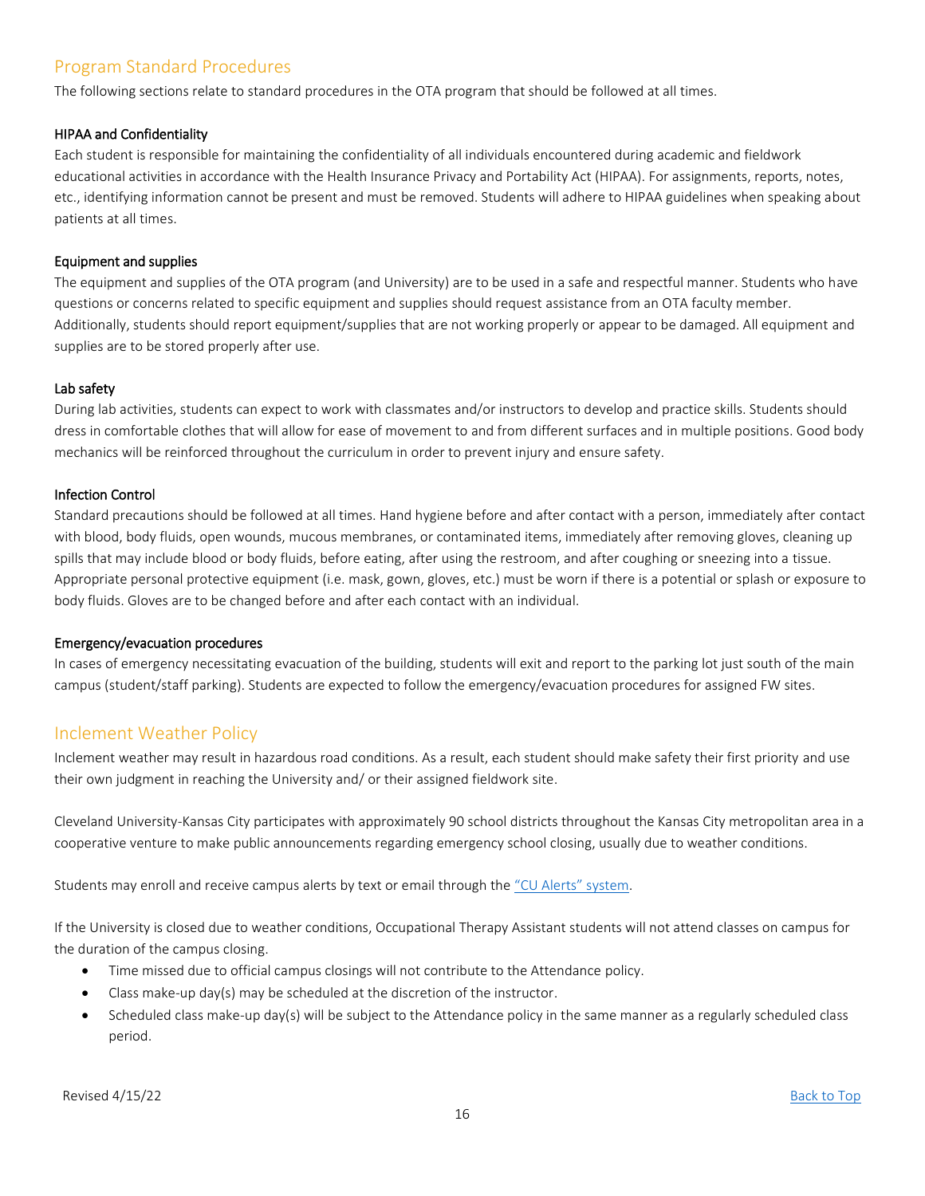## Program Standard Procedures

The following sections relate to standard procedures in the OTA program that should be followed at all times.

### HIPAA and Confidentiality

Each student is responsible for maintaining the confidentiality of all individuals encountered during academic and fieldwork educational activities in accordance with the Health Insurance Privacy and Portability Act (HIPAA). For assignments, reports, notes, etc., identifying information cannot be present and must be removed. Students will adhere to HIPAA guidelines when speaking about patients at all times.

### Equipment and supplies

The equipment and supplies of the OTA program (and University) are to be used in a safe and respectful manner. Students who have questions or concerns related to specific equipment and supplies should request assistance from an OTA faculty member. Additionally, students should report equipment/supplies that are not working properly or appear to be damaged. All equipment and supplies are to be stored properly after use.

### Lab safety

During lab activities, students can expect to work with classmates and/or instructors to develop and practice skills. Students should dress in comfortable clothes that will allow for ease of movement to and from different surfaces and in multiple positions. Good body mechanics will be reinforced throughout the curriculum in order to prevent injury and ensure safety.

### Infection Control

Standard precautions should be followed at all times. Hand hygiene before and after contact with a person, immediately after contact with blood, body fluids, open wounds, mucous membranes, or contaminated items, immediately after removing gloves, cleaning up spills that may include blood or body fluids, before eating, after using the restroom, and after coughing or sneezing into a tissue. Appropriate personal protective equipment (i.e. mask, gown, gloves, etc.) must be worn if there is a potential or splash or exposure to body fluids. Gloves are to be changed before and after each contact with an individual.

### Emergency/evacuation procedures

In cases of emergency necessitating evacuation of the building, students will exit and report to the parking lot just south of the main campus (student/staff parking). Students are expected to follow the emergency/evacuation procedures for assigned FW sites.

## Inclement Weather Policy

Inclement weather may result in hazardous road conditions. As a result, each student should make safety their first priority and use their own judgment in reaching the University and/ or their assigned fieldwork site.

Cleveland University-Kansas City participates with approximately 90 school districts throughout the Kansas City metropolitan area in a cooperative venture to make public announcements regarding emergency school closing, usually due to weather conditions.

Students may enroll and receive campus alerts by text or email through the "CU Alerts" system.

If the University is closed due to weather conditions, Occupational Therapy Assistant students will not attend classes on campus for the duration of the campus closing.

- Time missed due to official campus closings will not contribute to the Attendance policy.
- Class make-up day(s) may be scheduled at the discretion of the instructor.
- Scheduled class make-up day(s) will be subject to the Attendance policy in the same manner as a regularly scheduled class period.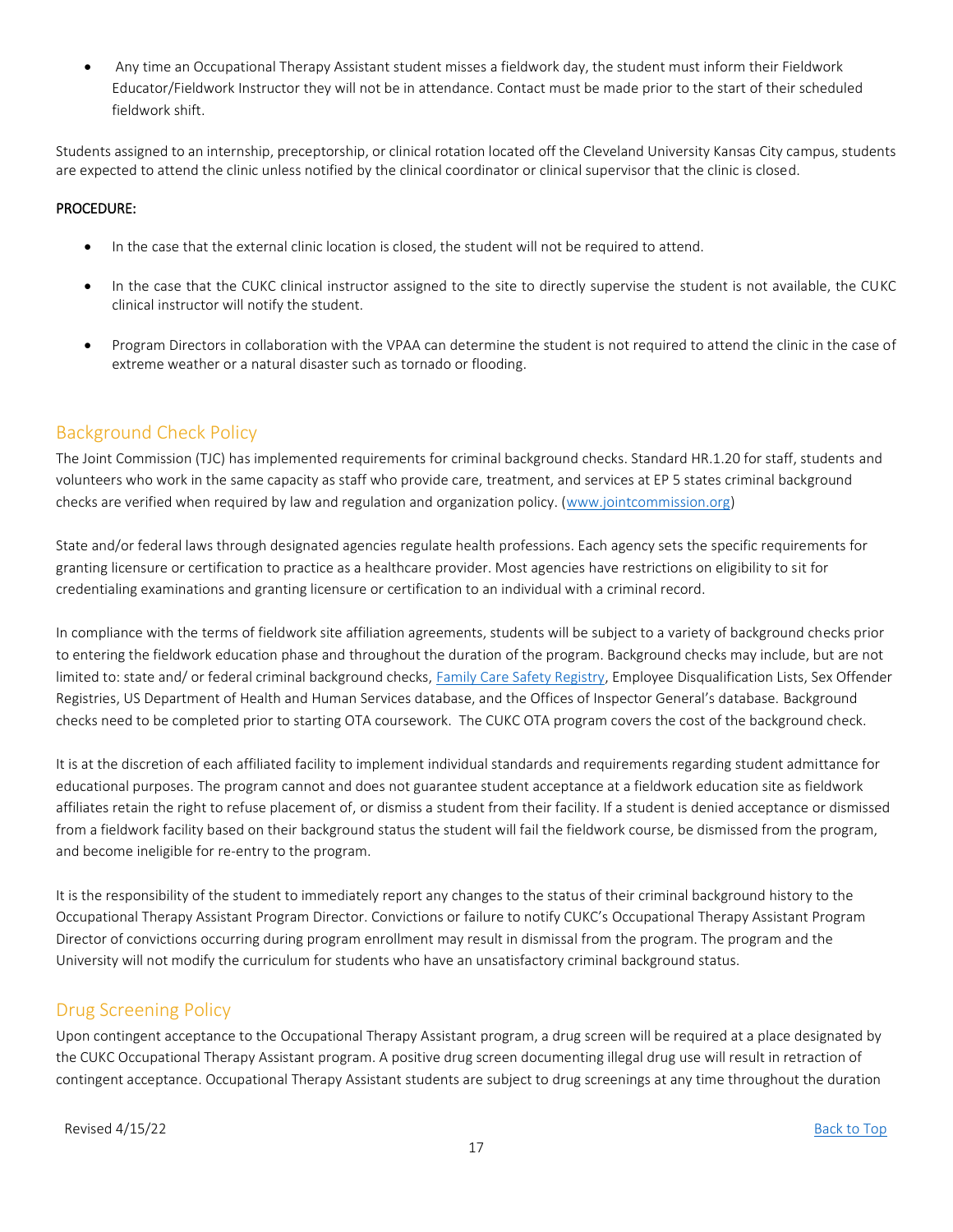- Any time an Occupational Therapy Assistant student misses a fieldwork day, the student must inform their Fieldwork Educator/Fieldwork Instructor they will not be in attendance. Contact must be made prior to the start of their scheduled fieldwork shift.

Students assigned to an internship, preceptorship, or clinical rotation located off the Cleveland University Kansas City campus, students are expected to attend the clinic unless notified by the clinical coordinator or clinical supervisor that the clinic is closed.

**PROCEDURE:**

- In the case that the external clinic location is closed, the student will not be required to attend.
- In the case that the CUKC clinical instructor assigned to the site to directly supervise the student is not available, the CUKC clinical instructor will notify the student.
- Program Directors in collaboration with the VPAA can determine the student is not required to attend the clinic in the case of extreme weather or a natural disaster such as tornado or flooding.

## Background Check Policy

The Joint Commission (TJC) has implemented requirements for criminal background checks. Standard HR.1.20 for staff, students and volunteers who work in the same capacity as staff who provide care, treatment, and services at EP 5 states criminal background checks are verified when required by law and regulation and organization policy. (www.jointcommission.org)

State and/or federal laws through designated agencies regulate health professions. Each agency sets the specific requirements for granting licensure or certification to practice as a healthcare provider. Most agencies have restrictions on eligibility to sit for credentialing examinations and granting licensure or certification to an individual with a criminal record.

In compliance with the terms of fieldwork site affiliation agreements, students will be subject to a variety of background checks prior to entering the fieldwork education phase and throughout the duration of the program. Background checks may include, but are not limited to: state and/ or federal criminal background checks, Family Care Safety Registry, Employee Disqualification Lists, Sex Offender Registries, US Department of Health and Human Services database, and the Offices of Inspector General's database. Background checks need to be completed prior to starting OTA coursework. The CUKC OTA program covers the cost of the background check.

It is at the discretion of each affiliated facility to implement individual standards and requirements regarding student admittance for educational purposes. The program cannot and does not guarantee student acceptance at a fieldwork education site as fieldwork affiliates retain the right to refuse placement of, or dismiss a student from their facility. If a student is denied acceptance or dismissed from a fieldwork facility based on their background status the student will fail the fieldwork course, be dismissed from the program, and become ineligible for re-entry to the program.

It is the responsibility of the student to immediately report any changes to the status of their criminal background history to the Occupational Therapy Assistant Program Director. Convictions or failure to notify CUKC's Occupational Therapy Assistant Program Director of convictions occurring during program enrollment may result in dismissal from the program. The program and the University will not modify the curriculum for students who have an unsatisfactory criminal background status.

## Drug Screening Policy

Upon contingent acceptance to the Occupational Therapy Assistant program, a drug screen will be required at a place designated by the CUKC Occupational Therapy Assistant program. A positive drug screen documenting illegal drug use will result in retraction of contingent acceptance. Occupational Therapy Assistant students are subject to drug screenings at any time throughout the duration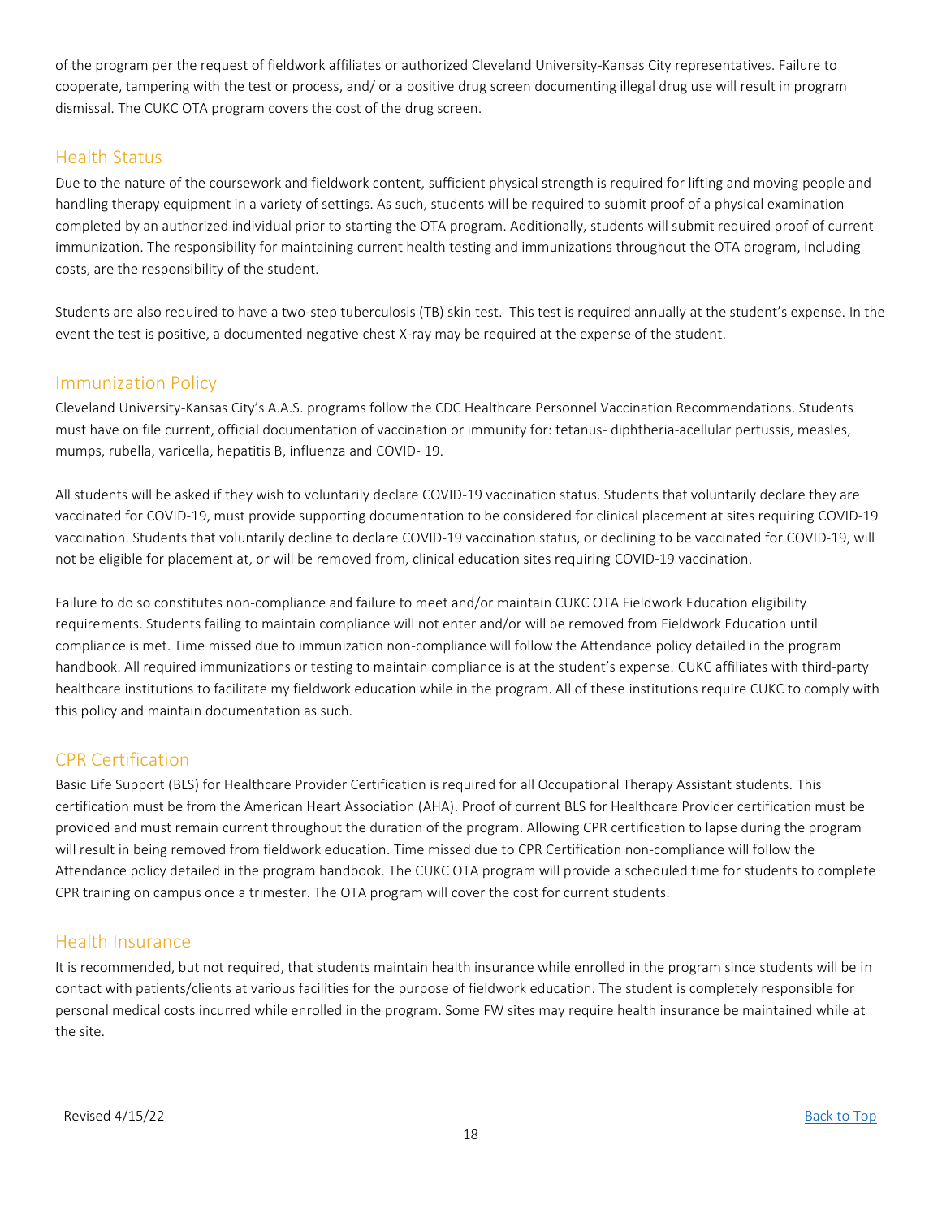of the program per the request of fieldwork affiliates or authorized Cleveland University-Kansas City representatives. Failure to cooperate, tampering with the test or process, and/ or a positive drug screen documenting illegal drug use will result in program dismissal. The CUKC OTA program covers the cost of the drug screen.

## Health Status

Due to the nature of the coursework and fieldwork content, sufficient physical strength is required for lifting and moving people and handling therapy equipment in a variety of settings. As such, students will be required to submit proof of a physical examination completed by an authorized individual prior to starting the OTA program. Additionally, students will submit required proof of current immunization. The responsibility for maintaining current health testing and immunizations throughout the OTA program, including costs, are the responsibility of the student.

Students are also required to have a two-step tuberculosis (TB) skin test. This test is required annually at the student's expense. In the event the test is positive, a documented negative chest X-ray may be required at the expense of the student.

## Immunization Policy

Cleveland University-Kansas City's A.A.S. programs follow the CDC Healthcare Personnel Vaccination Recommendations. Students must have on file current, official documentation of vaccination or immunity for: tetanus- diphtheria-acellular pertussis, measles, mumps, rubella, varicella, hepatitis B, influenza and COVID- 19.

All students will be asked if they wish to voluntarily declare COVID-19 vaccination status. Students that voluntarily declare they are vaccinated for COVID-19, must provide supporting documentation to be considered for clinical placement at sites requiring COVID-19 vaccination. Students that voluntarily decline to declare COVID-19 vaccination status, or declining to be vaccinated for COVID-19, will not be eligible for placement at, or will be removed from, clinical education sites requiring COVID-19 vaccination.

Failure to do so constitutes non-compliance and failure to meet and/or maintain CUKC OTA Fieldwork Education eligibility requirements. Students failing to maintain compliance will not enter and/or will be removed from Fieldwork Education until compliance is met. Time missed due to immunization non-compliance will follow the Attendance policy detailed in the program handbook. All required immunizations or testing to maintain compliance is at the student's expense. CUKC affiliates with third-party healthcare institutions to facilitate my fieldwork education while in the program. All of these institutions require CUKC to comply with this policy and maintain documentation as such.

## CPR Certification

Basic Life Support (BLS) for Healthcare Provider Certification is required for all Occupational Therapy Assistant students. This certification must be from the American Heart Association (AHA). Proof of current BLS for Healthcare Provider certification must be provided and must remain current throughout the duration of the program. Allowing CPR certification to lapse during the program will result in being removed from fieldwork education. Time missed due to CPR Certification non-compliance will follow the Attendance policy detailed in the program handbook. The CUKC OTA program will provide a scheduled time for students to complete CPR training on campus once a trimester. The OTA program will cover the cost for current students.

## Health Insurance

It is recommended, but not required, that students maintain health insurance while enrolled in the program since students will be in contact with patients/clients at various facilities for the purpose of fieldwork education. The student is completely responsible for personal medical costs incurred while enrolled in the program. Some FW sites may require health insurance be maintained while at the site.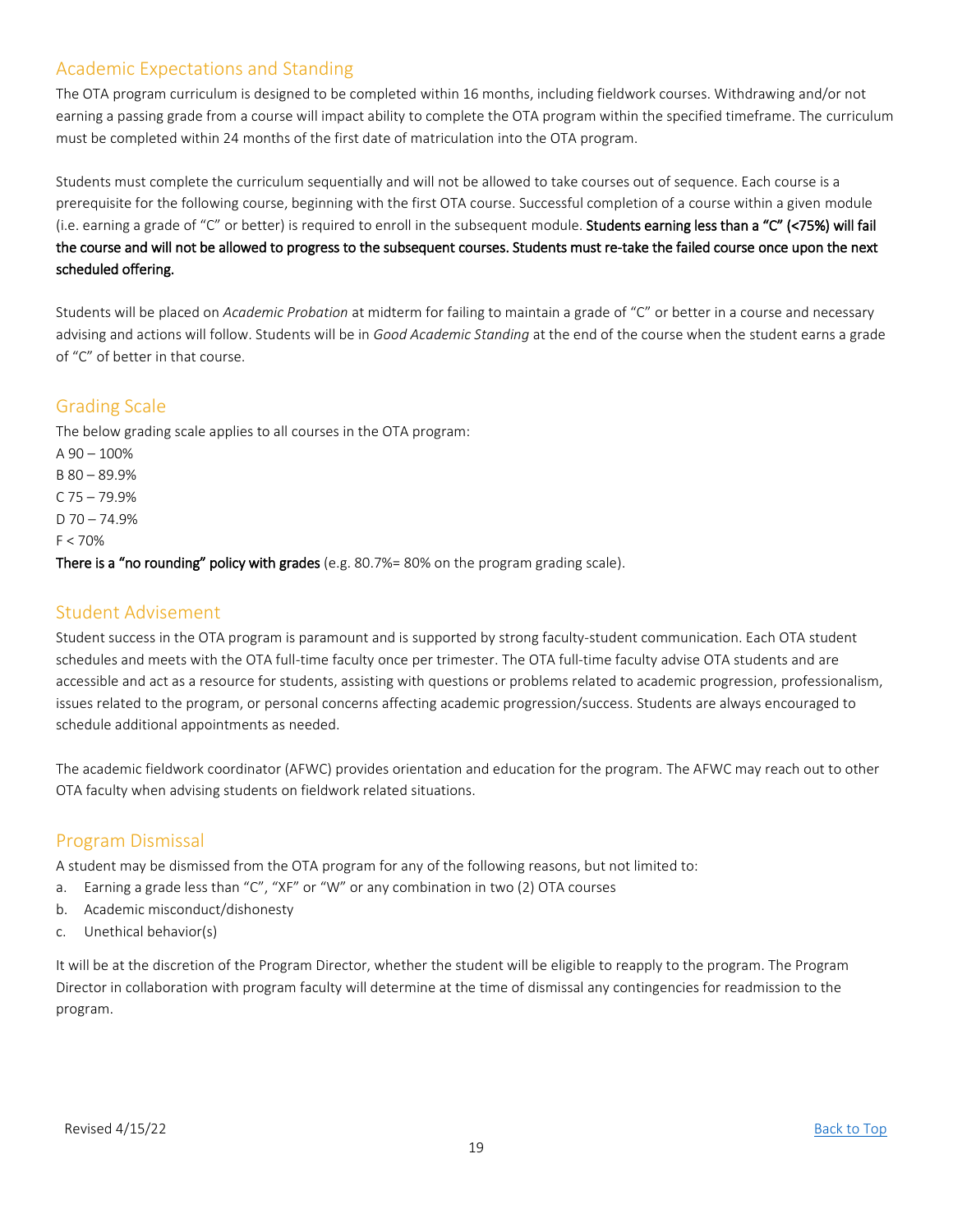## Academic Expectations and Standing

The OTA program curriculum is designed to be completed within 16 months, including fieldwork courses. Withdrawing and/or not earning a passing grade from a course will impact ability to complete the OTA program within the specified timeframe. The curriculum must be completed within 24 months of the first date of matriculation into the OTA program.

Students must complete the curriculum sequentially and will not be allowed to take courses out of sequence. Each course is a prerequisite for the following course, beginning with the first OTA course. Successful completion of a course within a given module (i.e. earning a grade of "C" or better) is required to enroll in the subsequent module. **Students earning less than a "C" (<75%) will fail the course and will not be allowed to progress to the subsequent courses. Students must re-take the failed course once upon the next scheduled offering.**

Students will be placed on *Academic Probation* at midterm for failing to maintain a grade of "C" or better in a course and necessary advising and actions will follow. Students will be in *Good Academic Standing* at the end of the course when the student earns a grade of "C" of better in that course.

## Grading Scale

The below grading scale applies to all courses in the OTA program:

A 90 – 100%
B 80 – 89.9%
C 75 – 79.9%
D 70 – 74.9%
F < 70%

**There is a "no rounding" policy with grades** (e.g. 80.7%= 80% on the program grading scale).

## Student Advisement

Student success in the OTA program is paramount and is supported by strong faculty-student communication. Each OTA student schedules and meets with the OTA full-time faculty once per trimester. The OTA full-time faculty advise OTA students and are accessible and act as a resource for students, assisting with questions or problems related to academic progression, professionalism, issues related to the program, or personal concerns affecting academic progression/success. Students are always encouraged to schedule additional appointments as needed.

The academic fieldwork coordinator (AFWC) provides orientation and education for the program. The AFWC may reach out to other OTA faculty when advising students on fieldwork related situations.

## Program Dismissal

A student may be dismissed from the OTA program for any of the following reasons, but not limited to:

a. Earning a grade less than "C", "XF" or "W" or any combination in two (2) OTA courses
b. Academic misconduct/dishonesty
c. Unethical behavior(s)

It will be at the discretion of the Program Director, whether the student will be eligible to reapply to the program. The Program Director in collaboration with program faculty will determine at the time of dismissal any contingencies for readmission to the program.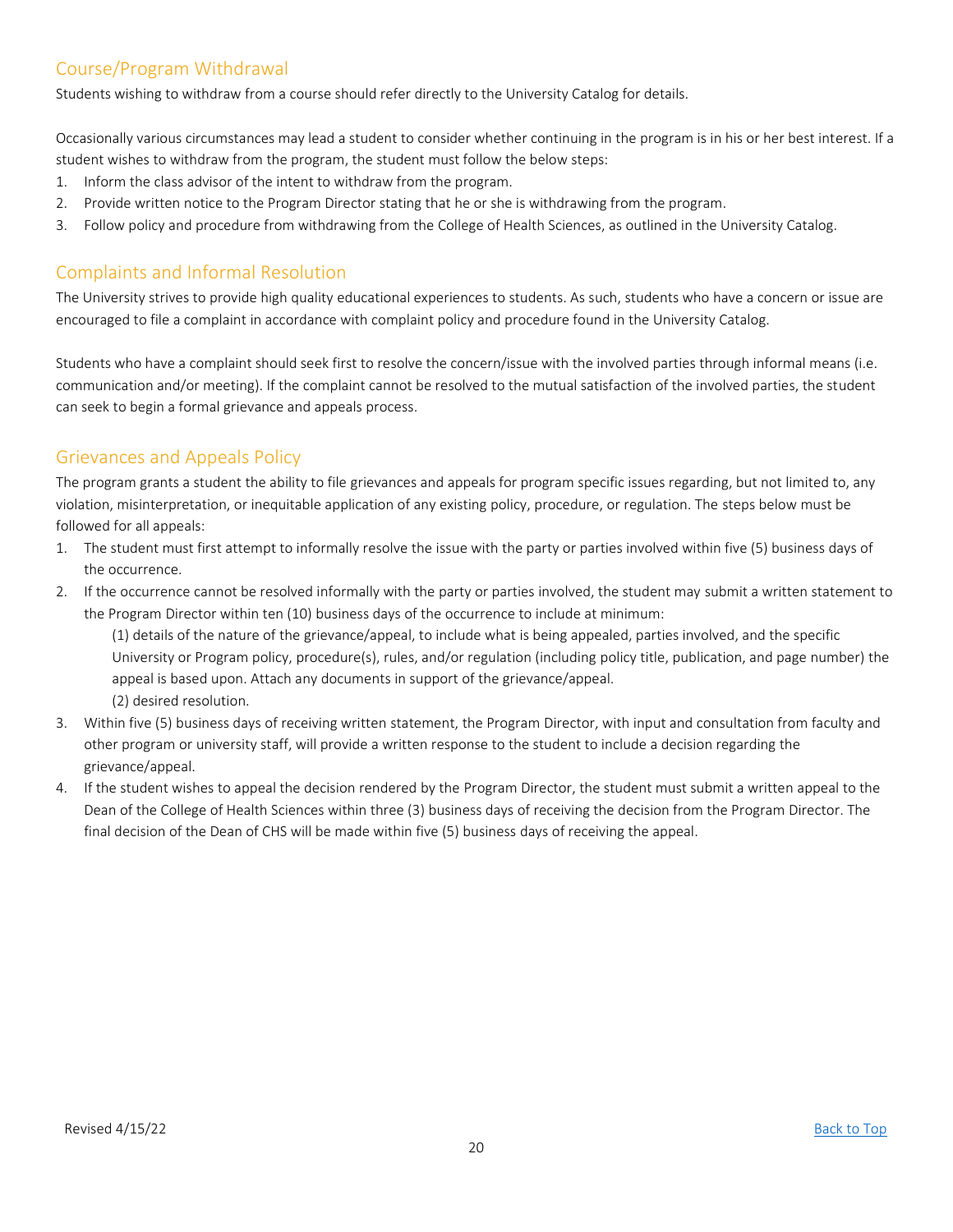## Course/Program Withdrawal

Students wishing to withdraw from a course should refer directly to the University Catalog for details.

Occasionally various circumstances may lead a student to consider whether continuing in the program is in his or her best interest. If a student wishes to withdraw from the program, the student must follow the below steps:

1. Inform the class advisor of the intent to withdraw from the program.
2. Provide written notice to the Program Director stating that he or she is withdrawing from the program.
3. Follow policy and procedure from withdrawing from the College of Health Sciences, as outlined in the University Catalog.

## Complaints and Informal Resolution

The University strives to provide high quality educational experiences to students. As such, students who have a concern or issue are encouraged to file a complaint in accordance with complaint policy and procedure found in the University Catalog.

Students who have a complaint should seek first to resolve the concern/issue with the involved parties through informal means (i.e. communication and/or meeting). If the complaint cannot be resolved to the mutual satisfaction of the involved parties, the student can seek to begin a formal grievance and appeals process.

## Grievances and Appeals Policy

The program grants a student the ability to file grievances and appeals for program specific issues regarding, but not limited to, any violation, misinterpretation, or inequitable application of any existing policy, procedure, or regulation. The steps below must be followed for all appeals:

1. The student must first attempt to informally resolve the issue with the party or parties involved within five (5) business days of the occurrence.
2. If the occurrence cannot be resolved informally with the party or parties involved, the student may submit a written statement to the Program Director within ten (10) business days of the occurrence to include at minimum:

   (1) details of the nature of the grievance/appeal, to include what is being appealed, parties involved, and the specific University or Program policy, procedure(s), rules, and/or regulation (including policy title, publication, and page number) the appeal is based upon. Attach any documents in support of the grievance/appeal.

   (2) desired resolution.
3. Within five (5) business days of receiving written statement, the Program Director, with input and consultation from faculty and other program or university staff, will provide a written response to the student to include a decision regarding the grievance/appeal.
4. If the student wishes to appeal the decision rendered by the Program Director, the student must submit a written appeal to the Dean of the College of Health Sciences within three (3) business days of receiving the decision from the Program Director. The final decision of the Dean of CHS will be made within five (5) business days of receiving the appeal.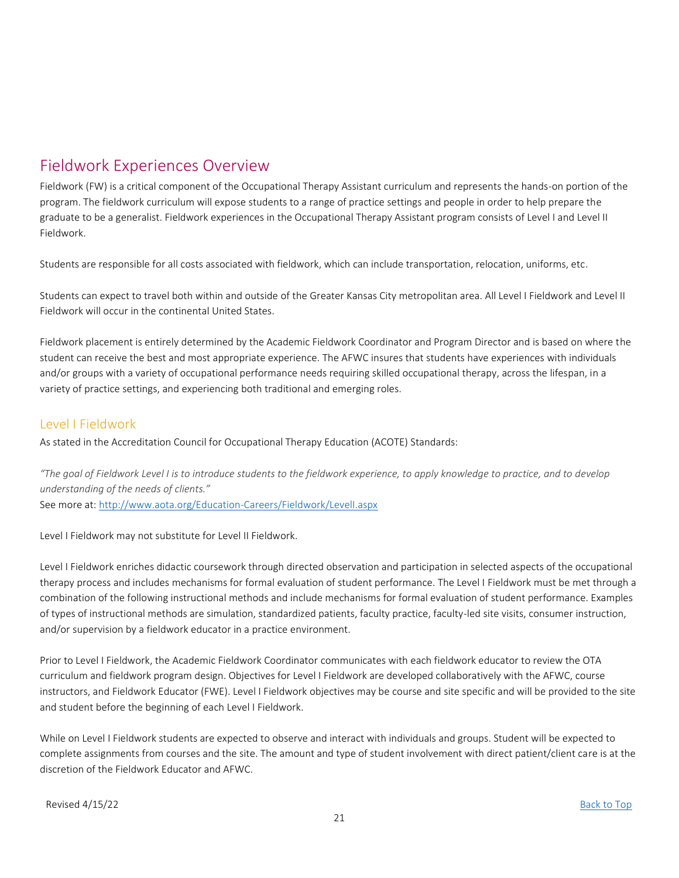## Fieldwork Experiences Overview

Fieldwork (FW) is a critical component of the Occupational Therapy Assistant curriculum and represents the hands-on portion of the program. The fieldwork curriculum will expose students to a range of practice settings and people in order to help prepare the graduate to be a generalist. Fieldwork experiences in the Occupational Therapy Assistant program consists of Level I and Level II Fieldwork.

Students are responsible for all costs associated with fieldwork, which can include transportation, relocation, uniforms, etc.

Students can expect to travel both within and outside of the Greater Kansas City metropolitan area. All Level I Fieldwork and Level II Fieldwork will occur in the continental United States.

Fieldwork placement is entirely determined by the Academic Fieldwork Coordinator and Program Director and is based on where the student can receive the best and most appropriate experience. The AFWC insures that students have experiences with individuals and/or groups with a variety of occupational performance needs requiring skilled occupational therapy, across the lifespan, in a variety of practice settings, and experiencing both traditional and emerging roles.

### Level I Fieldwork

As stated in the Accreditation Council for Occupational Therapy Education (ACOTE) Standards:

*"The goal of Fieldwork Level I is to introduce students to the fieldwork experience, to apply knowledge to practice, and to develop understanding of the needs of clients."*
See more at: http://www.aota.org/Education-Careers/Fieldwork/LevelI.aspx

Level I Fieldwork may not substitute for Level II Fieldwork.

Level I Fieldwork enriches didactic coursework through directed observation and participation in selected aspects of the occupational therapy process and includes mechanisms for formal evaluation of student performance. The Level I Fieldwork must be met through a combination of the following instructional methods and include mechanisms for formal evaluation of student performance. Examples of types of instructional methods are simulation, standardized patients, faculty practice, faculty-led site visits, consumer instruction, and/or supervision by a fieldwork educator in a practice environment.

Prior to Level I Fieldwork, the Academic Fieldwork Coordinator communicates with each fieldwork educator to review the OTA curriculum and fieldwork program design. Objectives for Level I Fieldwork are developed collaboratively with the AFWC, course instructors, and Fieldwork Educator (FWE). Level I Fieldwork objectives may be course and site specific and will be provided to the site and student before the beginning of each Level I Fieldwork.

While on Level I Fieldwork students are expected to observe and interact with individuals and groups. Student will be expected to complete assignments from courses and the site. The amount and type of student involvement with direct patient/client care is at the discretion of the Fieldwork Educator and AFWC.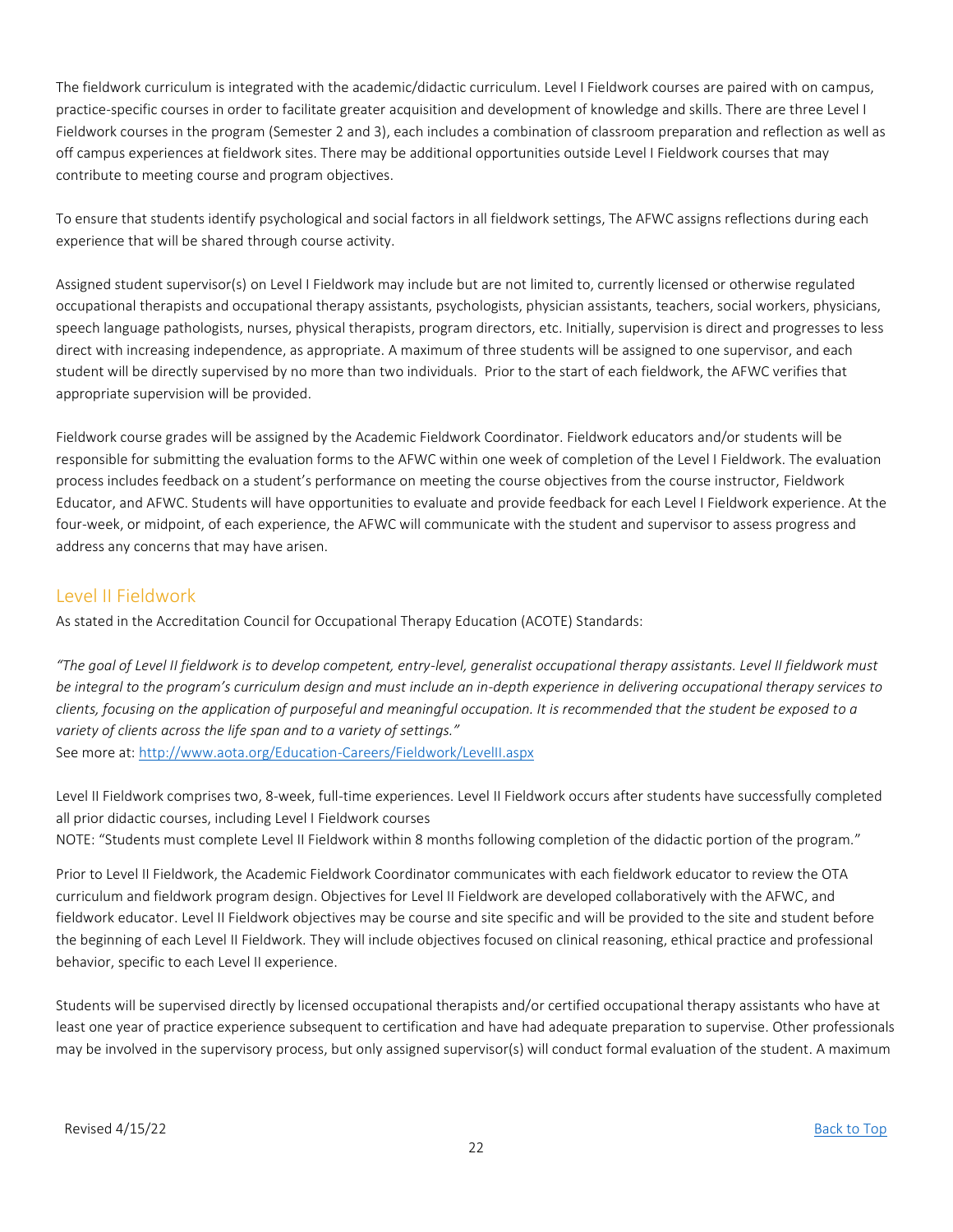The fieldwork curriculum is integrated with the academic/didactic curriculum. Level I Fieldwork courses are paired with on campus, practice-specific courses in order to facilitate greater acquisition and development of knowledge and skills. There are three Level I Fieldwork courses in the program (Semester 2 and 3), each includes a combination of classroom preparation and reflection as well as off campus experiences at fieldwork sites. There may be additional opportunities outside Level I Fieldwork courses that may contribute to meeting course and program objectives.

To ensure that students identify psychological and social factors in all fieldwork settings, The AFWC assigns reflections during each experience that will be shared through course activity.

Assigned student supervisor(s) on Level I Fieldwork may include but are not limited to, currently licensed or otherwise regulated occupational therapists and occupational therapy assistants, psychologists, physician assistants, teachers, social workers, physicians, speech language pathologists, nurses, physical therapists, program directors, etc. Initially, supervision is direct and progresses to less direct with increasing independence, as appropriate. A maximum of three students will be assigned to one supervisor, and each student will be directly supervised by no more than two individuals. Prior to the start of each fieldwork, the AFWC verifies that appropriate supervision will be provided.

Fieldwork course grades will be assigned by the Academic Fieldwork Coordinator. Fieldwork educators and/or students will be responsible for submitting the evaluation forms to the AFWC within one week of completion of the Level I Fieldwork. The evaluation process includes feedback on a student's performance on meeting the course objectives from the course instructor, Fieldwork Educator, and AFWC. Students will have opportunities to evaluate and provide feedback for each Level I Fieldwork experience. At the four-week, or midpoint, of each experience, the AFWC will communicate with the student and supervisor to assess progress and address any concerns that may have arisen.

## Level II Fieldwork

As stated in the Accreditation Council for Occupational Therapy Education (ACOTE) Standards:

*"The goal of Level II fieldwork is to develop competent, entry-level, generalist occupational therapy assistants. Level II fieldwork must be integral to the program's curriculum design and must include an in-depth experience in delivering occupational therapy services to clients, focusing on the application of purposeful and meaningful occupation. It is recommended that the student be exposed to a variety of clients across the life span and to a variety of settings."*

See more at: [http://www.aota.org/Education-Careers/Fieldwork/LevelII.aspx](http://www.aota.org/Education-Careers/Fieldwork/LevelII.aspx)

Level II Fieldwork comprises two, 8-week, full-time experiences. Level II Fieldwork occurs after students have successfully completed all prior didactic courses, including Level I Fieldwork courses

NOTE: "Students must complete Level II Fieldwork within 8 months following completion of the didactic portion of the program."

Prior to Level II Fieldwork, the Academic Fieldwork Coordinator communicates with each fieldwork educator to review the OTA curriculum and fieldwork program design. Objectives for Level II Fieldwork are developed collaboratively with the AFWC, and fieldwork educator. Level II Fieldwork objectives may be course and site specific and will be provided to the site and student before the beginning of each Level II Fieldwork. They will include objectives focused on clinical reasoning, ethical practice and professional behavior, specific to each Level II experience.

Students will be supervised directly by licensed occupational therapists and/or certified occupational therapy assistants who have at least one year of practice experience subsequent to certification and have had adequate preparation to supervise. Other professionals may be involved in the supervisory process, but only assigned supervisor(s) will conduct formal evaluation of the student. A maximum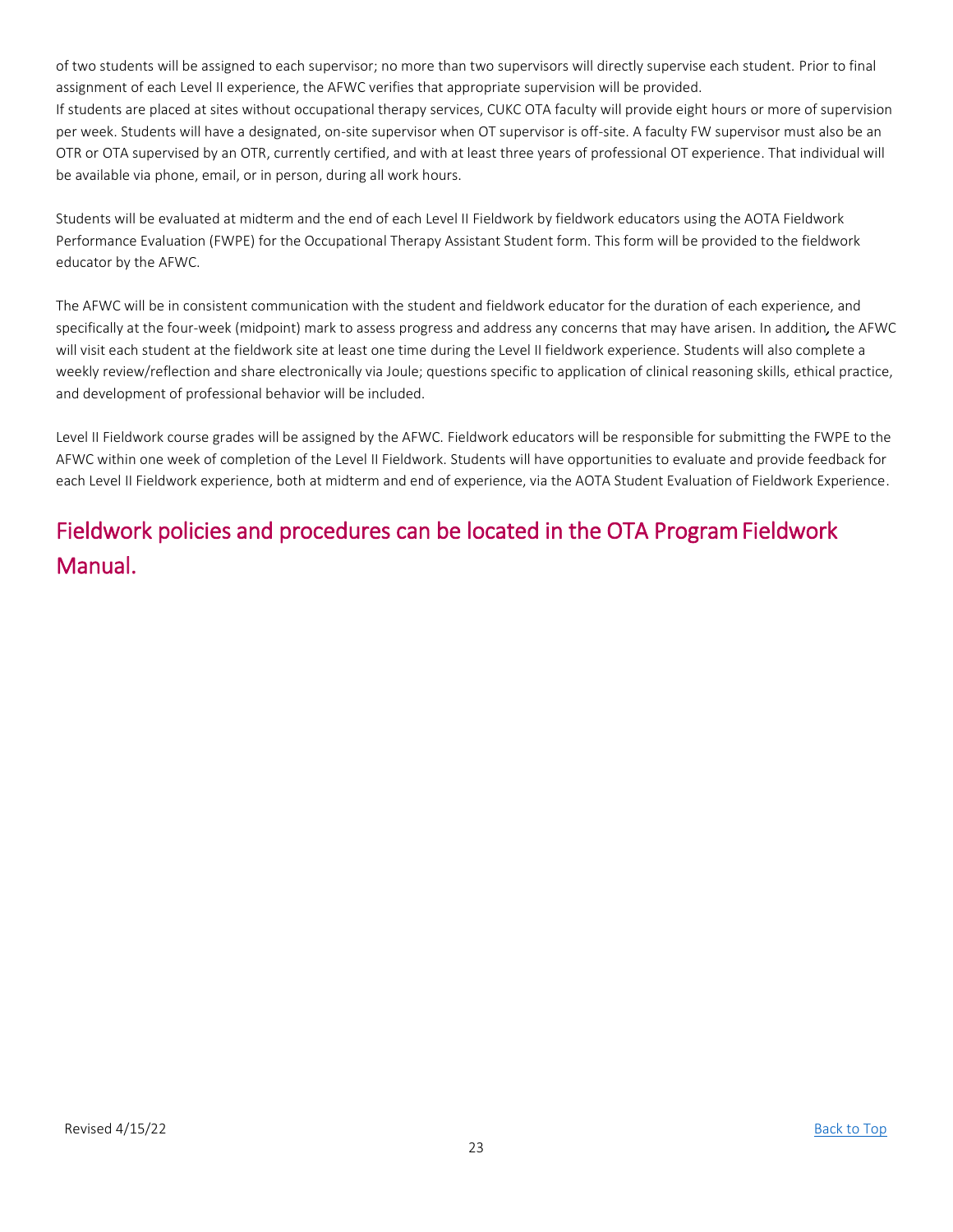of two students will be assigned to each supervisor; no more than two supervisors will directly supervise each student. Prior to final assignment of each Level II experience, the AFWC verifies that appropriate supervision will be provided.
If students are placed at sites without occupational therapy services, CUKC OTA faculty will provide eight hours or more of supervision per week. Students will have a designated, on-site supervisor when OT supervisor is off-site. A faculty FW supervisor must also be an OTR or OTA supervised by an OTR, currently certified, and with at least three years of professional OT experience. That individual will be available via phone, email, or in person, during all work hours.

Students will be evaluated at midterm and the end of each Level II Fieldwork by fieldwork educators using the AOTA Fieldwork Performance Evaluation (FWPE) for the Occupational Therapy Assistant Student form. This form will be provided to the fieldwork educator by the AFWC.

The AFWC will be in consistent communication with the student and fieldwork educator for the duration of each experience, and specifically at the four-week (midpoint) mark to assess progress and address any concerns that may have arisen. In addition*,* the AFWC will visit each student at the fieldwork site at least one time during the Level II fieldwork experience. Students will also complete a weekly review/reflection and share electronically via Joule; questions specific to application of clinical reasoning skills, ethical practice, and development of professional behavior will be included.

Level II Fieldwork course grades will be assigned by the AFWC. Fieldwork educators will be responsible for submitting the FWPE to the AFWC within one week of completion of the Level II Fieldwork. Students will have opportunities to evaluate and provide feedback for each Level II Fieldwork experience, both at midterm and end of experience, via the AOTA Student Evaluation of Fieldwork Experience.

## Fieldwork policies and procedures can be located in the OTA Program Fieldwork Manual.

Revised 4/15/22

Back to Top